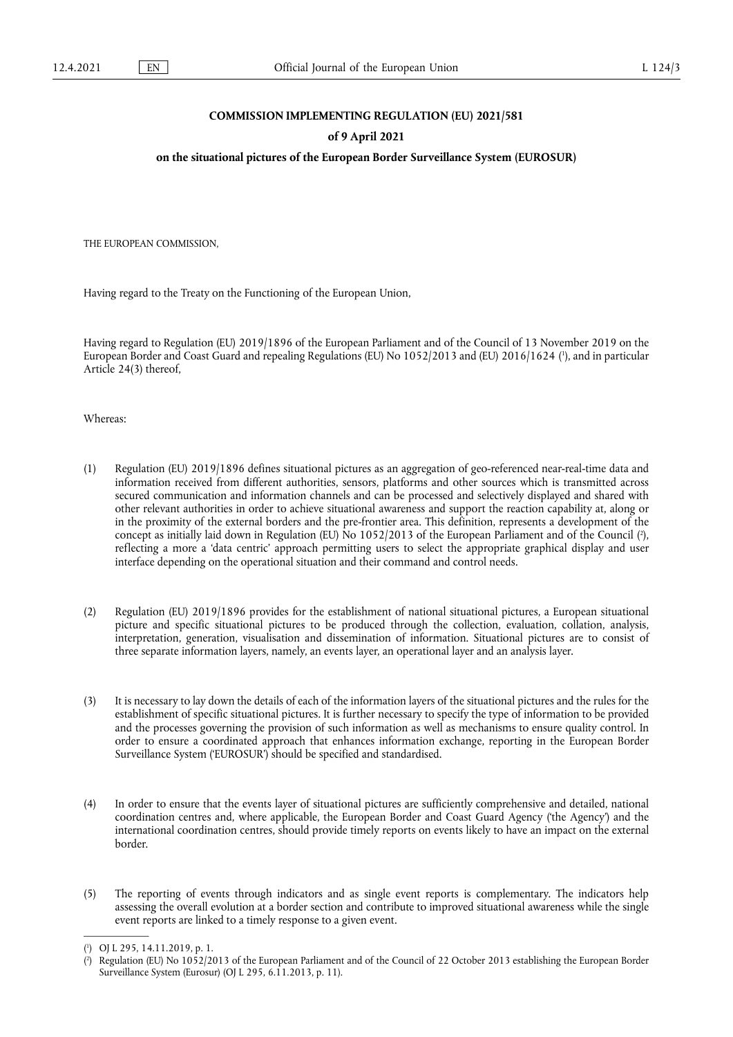**COMMISSION IMPLEMENTING REGULATION (EU) 2021/581**

**of 9 April 2021**

**on the situational pictures of the European Border Surveillance System (EUROSUR)**

THE EUROPEAN COMMISSION,

Having regard to the Treaty on the Functioning of the European Union,

Having regard to Regulation (EU) 2019/1896 of the European Parliament and of the Council of 13 November 2019 on the European Border and Coast Guard and repealing Regulations (EU) No 1052/2013 and (EU) 2016/1624 [1], and in particular Article 24(3) thereof,

Whereas:

(1) Regulation (EU) 2019/1896 defines situational pictures as an aggregation of geo-referenced near-real-time data and information received from different authorities, sensors, platforms and other sources which is transmitted across secured communication and information channels and can be processed and selectively displayed and shared with other relevant authorities in order to achieve situational awareness and support the reaction capability at, along or in the proximity of the external borders and the pre-frontier area. This definition, represents a development of the concept as initially laid down in Regulation (EU) No 1052/2013 of the European Parliament and of the Council [2], reflecting a more a 'data centric' approach permitting users to select the appropriate graphical display and user interface depending on the operational situation and their command and control needs.

(2) Regulation (EU) 2019/1896 provides for the establishment of national situational pictures, a European situational picture and specific situational pictures to be produced through the collection, evaluation, collation, analysis, interpretation, generation, visualisation and dissemination of information. Situational pictures are to consist of three separate information layers, namely, an events layer, an operational layer and an analysis layer.

(3) It is necessary to lay down the details of each of the information layers of the situational pictures and the rules for the establishment of specific situational pictures. It is further necessary to specify the type of information to be provided and the processes governing the provision of such information as well as mechanisms to ensure quality control. In order to ensure a coordinated approach that enhances information exchange, reporting in the European Border Surveillance System ('EUROSUR') should be specified and standardised.

(4) In order to ensure that the events layer of situational pictures are sufficiently comprehensive and detailed, national coordination centres and, where applicable, the European Border and Coast Guard Agency ('the Agency') and the international coordination centres, should provide timely reports on events likely to have an impact on the external border.

(5) The reporting of events through indicators and as single event reports is complementary. The indicators help assessing the overall evolution at a border section and contribute to improved situational awareness while the single event reports are linked to a timely response to a given event.

---

[1] OJ L 295, 14.11.2019, p. 1.

[2] Regulation (EU) No 1052/2013 of the European Parliament and of the Council of 22 October 2013 establishing the European Border Surveillance System (Eurosur) (OJ L 295, 6.11.2013, p. 11).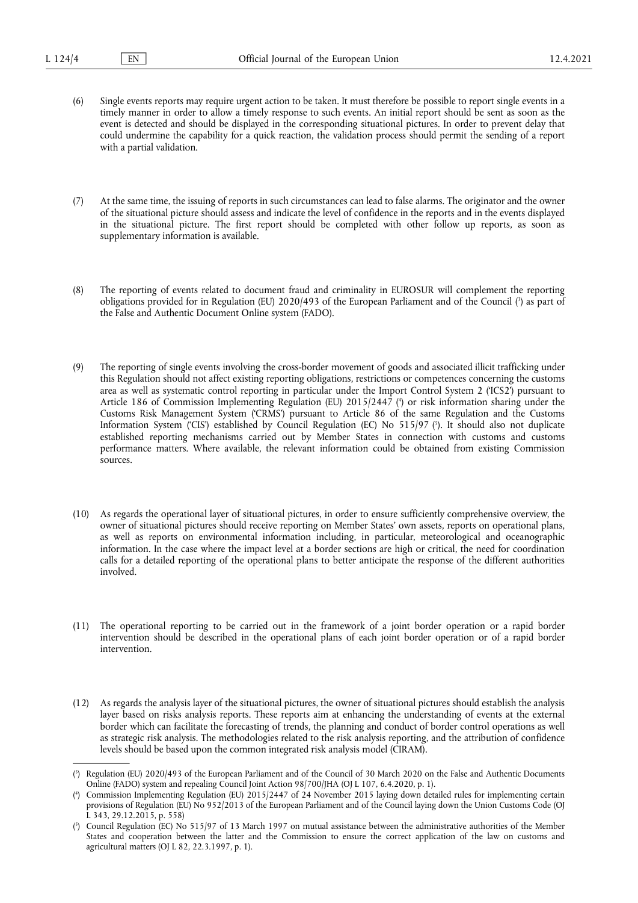(6) Single events reports may require urgent action to be taken. It must therefore be possible to report single events in a timely manner in order to allow a timely response to such events. An initial report should be sent as soon as the event is detected and should be displayed in the corresponding situational pictures. In order to prevent delay that could undermine the capability for a quick reaction, the validation process should permit the sending of a report with a partial validation.

(7) At the same time, the issuing of reports in such circumstances can lead to false alarms. The originator and the owner of the situational picture should assess and indicate the level of confidence in the reports and in the events displayed in the situational picture. The first report should be completed with other follow up reports, as soon as supplementary information is available.

(8) The reporting of events related to document fraud and criminality in EUROSUR will complement the reporting obligations provided for in Regulation (EU) 2020/493 of the European Parliament and of the Council ([3]) as part of the False and Authentic Document Online system (FADO).

(9) The reporting of single events involving the cross-border movement of goods and associated illicit trafficking under this Regulation should not affect existing reporting obligations, restrictions or competences concerning the customs area as well as systematic control reporting in particular under the Import Control System 2 ('ICS2') pursuant to Article 186 of Commission Implementing Regulation (EU) 2015/2447 ([4]) or risk information sharing under the Customs Risk Management System ('CRMS') pursuant to Article 86 of the same Regulation and the Customs Information System ('CIS') established by Council Regulation (EC) No 515/97 ([5]). It should also not duplicate established reporting mechanisms carried out by Member States in connection with customs and customs performance matters. Where available, the relevant information could be obtained from existing Commission sources.

(10) As regards the operational layer of situational pictures, in order to ensure sufficiently comprehensive overview, the owner of situational pictures should receive reporting on Member States' own assets, reports on operational plans, as well as reports on environmental information including, in particular, meteorological and oceanographic information. In the case where the impact level at a border sections are high or critical, the need for coordination calls for a detailed reporting of the operational plans to better anticipate the response of the different authorities involved.

(11) The operational reporting to be carried out in the framework of a joint border operation or a rapid border intervention should be described in the operational plans of each joint border operation or of a rapid border intervention.

(12) As regards the analysis layer of the situational pictures, the owner of situational pictures should establish the analysis layer based on risks analysis reports. These reports aim at enhancing the understanding of events at the external border which can facilitate the forecasting of trends, the planning and conduct of border control operations as well as strategic risk analysis. The methodologies related to the risk analysis reporting, and the attribution of confidence levels should be based upon the common integrated risk analysis model (CIRAM).

---

([3]) Regulation (EU) 2020/493 of the European Parliament and of the Council of 30 March 2020 on the False and Authentic Documents Online (FADO) system and repealing Council Joint Action 98/700/JHA (OJ L 107, 6.4.2020, p. 1).

([4]) Commission Implementing Regulation (EU) 2015/2447 of 24 November 2015 laying down detailed rules for implementing certain provisions of Regulation (EU) No 952/2013 of the European Parliament and of the Council laying down the Union Customs Code (OJ L 343, 29.12.2015, p. 558)

([5]) Council Regulation (EC) No 515/97 of 13 March 1997 on mutual assistance between the administrative authorities of the Member States and cooperation between the latter and the Commission to ensure the correct application of the law on customs and agricultural matters (OJ L 82, 22.3.1997, p. 1).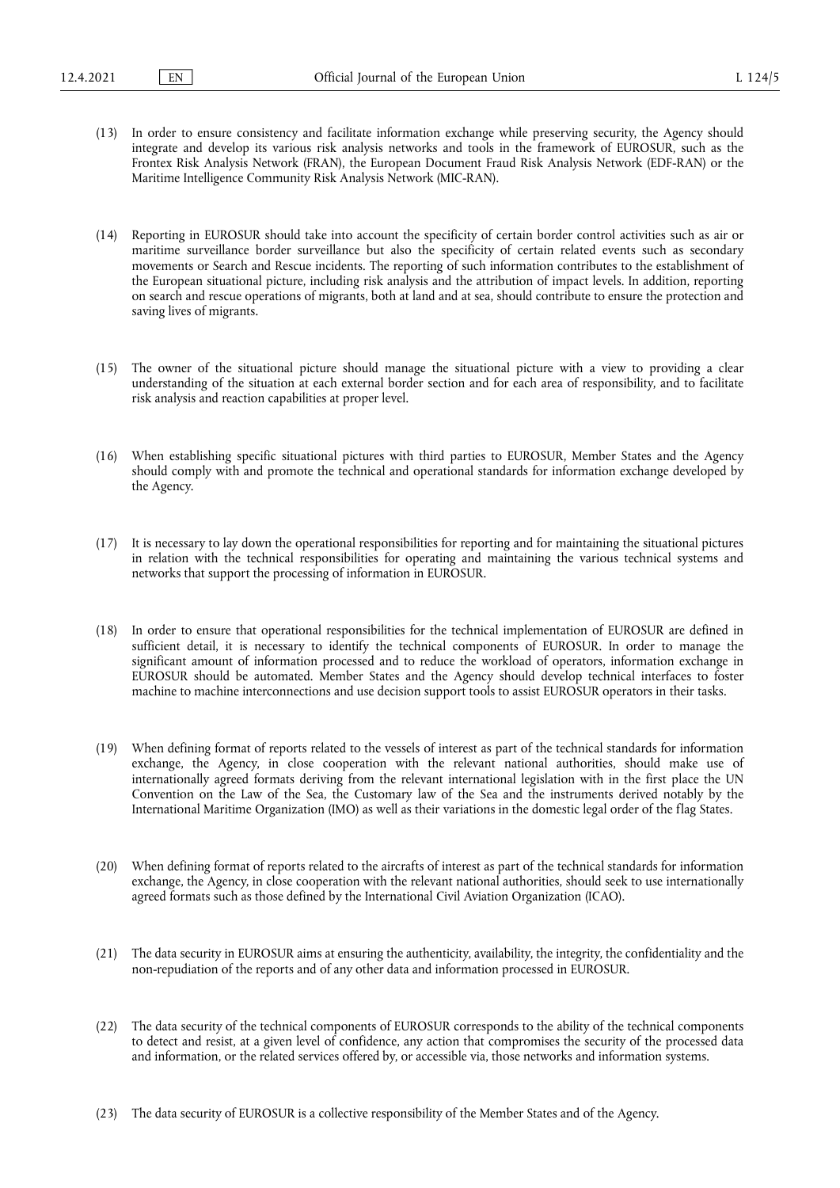(13) In order to ensure consistency and facilitate information exchange while preserving security, the Agency should integrate and develop its various risk analysis networks and tools in the framework of EUROSUR, such as the Frontex Risk Analysis Network (FRAN), the European Document Fraud Risk Analysis Network (EDF-RAN) or the Maritime Intelligence Community Risk Analysis Network (MIC-RAN).

(14) Reporting in EUROSUR should take into account the specificity of certain border control activities such as air or maritime surveillance border surveillance but also the specificity of certain related events such as secondary movements or Search and Rescue incidents. The reporting of such information contributes to the establishment of the European situational picture, including risk analysis and the attribution of impact levels. In addition, reporting on search and rescue operations of migrants, both at land and at sea, should contribute to ensure the protection and saving lives of migrants.

(15) The owner of the situational picture should manage the situational picture with a view to providing a clear understanding of the situation at each external border section and for each area of responsibility, and to facilitate risk analysis and reaction capabilities at proper level.

(16) When establishing specific situational pictures with third parties to EUROSUR, Member States and the Agency should comply with and promote the technical and operational standards for information exchange developed by the Agency.

(17) It is necessary to lay down the operational responsibilities for reporting and for maintaining the situational pictures in relation with the technical responsibilities for operating and maintaining the various technical systems and networks that support the processing of information in EUROSUR.

(18) In order to ensure that operational responsibilities for the technical implementation of EUROSUR are defined in sufficient detail, it is necessary to identify the technical components of EUROSUR. In order to manage the significant amount of information processed and to reduce the workload of operators, information exchange in EUROSUR should be automated. Member States and the Agency should develop technical interfaces to foster machine to machine interconnections and use decision support tools to assist EUROSUR operators in their tasks.

(19) When defining format of reports related to the vessels of interest as part of the technical standards for information exchange, the Agency, in close cooperation with the relevant national authorities, should make use of internationally agreed formats deriving from the relevant international legislation with in the first place the UN Convention on the Law of the Sea, the Customary law of the Sea and the instruments derived notably by the International Maritime Organization (IMO) as well as their variations in the domestic legal order of the flag States.

(20) When defining format of reports related to the aircrafts of interest as part of the technical standards for information exchange, the Agency, in close cooperation with the relevant national authorities, should seek to use internationally agreed formats such as those defined by the International Civil Aviation Organization (ICAO).

(21) The data security in EUROSUR aims at ensuring the authenticity, availability, the integrity, the confidentiality and the non-repudiation of the reports and of any other data and information processed in EUROSUR.

(22) The data security of the technical components of EUROSUR corresponds to the ability of the technical components to detect and resist, at a given level of confidence, any action that compromises the security of the processed data and information, or the related services offered by, or accessible via, those networks and information systems.

(23) The data security of EUROSUR is a collective responsibility of the Member States and of the Agency.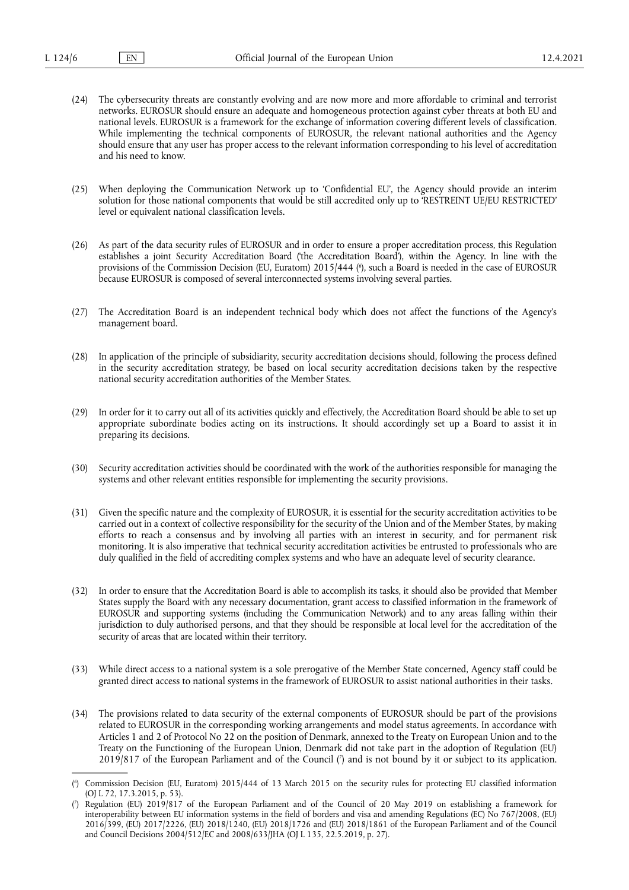(24) The cybersecurity threats are constantly evolving and are now more and more affordable to criminal and terrorist networks. EUROSUR should ensure an adequate and homogeneous protection against cyber threats at both EU and national levels. EUROSUR is a framework for the exchange of information covering different levels of classification. While implementing the technical components of EUROSUR, the relevant national authorities and the Agency should ensure that any user has proper access to the relevant information corresponding to his level of accreditation and his need to know.

(25) When deploying the Communication Network up to 'Confidential EU', the Agency should provide an interim solution for those national components that would be still accredited only up to 'RESTREINT UE/EU RESTRICTED' level or equivalent national classification levels.

(26) As part of the data security rules of EUROSUR and in order to ensure a proper accreditation process, this Regulation establishes a joint Security Accreditation Board ('the Accreditation Board'), within the Agency. In line with the provisions of the Commission Decision (EU, Euratom) 2015/444 [6], such a Board is needed in the case of EUROSUR because EUROSUR is composed of several interconnected systems involving several parties.

(27) The Accreditation Board is an independent technical body which does not affect the functions of the Agency's management board.

(28) In application of the principle of subsidiarity, security accreditation decisions should, following the process defined in the security accreditation strategy, be based on local security accreditation decisions taken by the respective national security accreditation authorities of the Member States.

(29) In order for it to carry out all of its activities quickly and effectively, the Accreditation Board should be able to set up appropriate subordinate bodies acting on its instructions. It should accordingly set up a Board to assist it in preparing its decisions.

(30) Security accreditation activities should be coordinated with the work of the authorities responsible for managing the systems and other relevant entities responsible for implementing the security provisions.

(31) Given the specific nature and the complexity of EUROSUR, it is essential for the security accreditation activities to be carried out in a context of collective responsibility for the security of the Union and of the Member States, by making efforts to reach a consensus and by involving all parties with an interest in security, and for permanent risk monitoring. It is also imperative that technical security accreditation activities be entrusted to professionals who are duly qualified in the field of accrediting complex systems and who have an adequate level of security clearance.

(32) In order to ensure that the Accreditation Board is able to accomplish its tasks, it should also be provided that Member States supply the Board with any necessary documentation, grant access to classified information in the framework of EUROSUR and supporting systems (including the Communication Network) and to any areas falling within their jurisdiction to duly authorised persons, and that they should be responsible at local level for the accreditation of the security of areas that are located within their territory.

(33) While direct access to a national system is a sole prerogative of the Member State concerned, Agency staff could be granted direct access to national systems in the framework of EUROSUR to assist national authorities in their tasks.

(34) The provisions related to data security of the external components of EUROSUR should be part of the provisions related to EUROSUR in the corresponding working arrangements and model status agreements. In accordance with Articles 1 and 2 of Protocol No 22 on the position of Denmark, annexed to the Treaty on European Union and to the Treaty on the Functioning of the European Union, Denmark did not take part in the adoption of Regulation (EU) 2019/817 of the European Parliament and of the Council [7] and is not bound by it or subject to its application.

---

[6] Commission Decision (EU, Euratom) 2015/444 of 13 March 2015 on the security rules for protecting EU classified information (OJ L 72, 17.3.2015, p. 53).

[7] Regulation (EU) 2019/817 of the European Parliament and of the Council of 20 May 2019 on establishing a framework for interoperability between EU information systems in the field of borders and visa and amending Regulations (EC) No 767/2008, (EU) 2016/399, (EU) 2017/2226, (EU) 2018/1240, (EU) 2018/1726 and (EU) 2018/1861 of the European Parliament and of the Council and Council Decisions 2004/512/EC and 2008/633/JHA (OJ L 135, 22.5.2019, p. 27).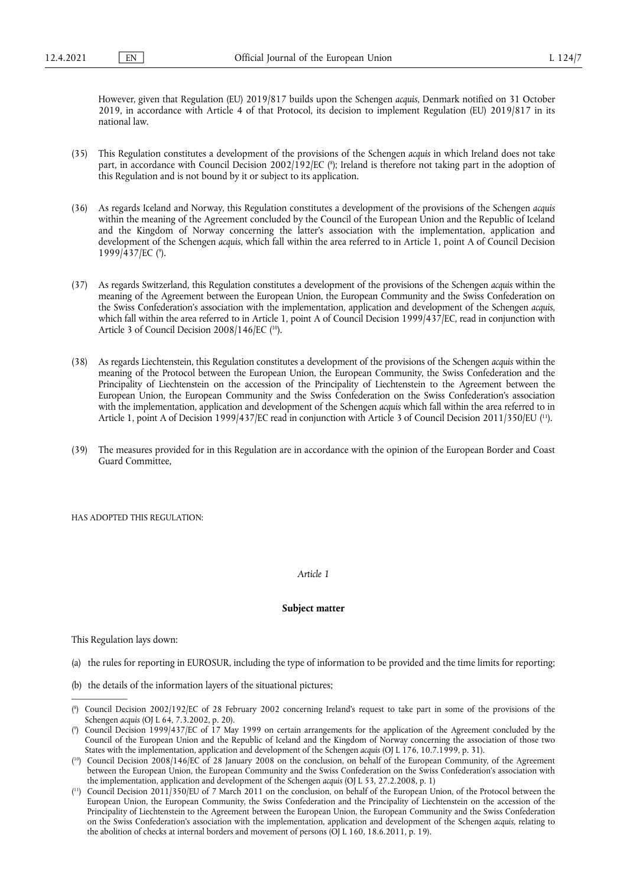However, given that Regulation (EU) 2019/817 builds upon the Schengen *acquis*, Denmark notified on 31 October 2019, in accordance with Article 4 of that Protocol, its decision to implement Regulation (EU) 2019/817 in its national law.

(35) This Regulation constitutes a development of the provisions of the Schengen *acquis* in which Ireland does not take part, in accordance with Council Decision 2002/192/EC [8]; Ireland is therefore not taking part in the adoption of this Regulation and is not bound by it or subject to its application.

(36) As regards Iceland and Norway, this Regulation constitutes a development of the provisions of the Schengen *acquis* within the meaning of the Agreement concluded by the Council of the European Union and the Republic of Iceland and the Kingdom of Norway concerning the latter's association with the implementation, application and development of the Schengen *acquis*, which fall within the area referred to in Article 1, point A of Council Decision 1999/437/EC [9].

(37) As regards Switzerland, this Regulation constitutes a development of the provisions of the Schengen *acquis* within the meaning of the Agreement between the European Union, the European Community and the Swiss Confederation on the Swiss Confederation's association with the implementation, application and development of the Schengen *acquis*, which fall within the area referred to in Article 1, point A of Council Decision 1999/437/EC, read in conjunction with Article 3 of Council Decision 2008/146/EC [10].

(38) As regards Liechtenstein, this Regulation constitutes a development of the provisions of the Schengen *acquis* within the meaning of the Protocol between the European Union, the European Community, the Swiss Confederation and the Principality of Liechtenstein on the accession of the Principality of Liechtenstein to the Agreement between the European Union, the European Community and the Swiss Confederation on the Swiss Confederation's association with the implementation, application and development of the Schengen *acquis* which fall within the area referred to in Article 1, point A of Decision 1999/437/EC read in conjunction with Article 3 of Council Decision 2011/350/EU [11].

(39) The measures provided for in this Regulation are in accordance with the opinion of the European Border and Coast Guard Committee,

HAS ADOPTED THIS REGULATION:

*Article 1*

**Subject matter**

This Regulation lays down:

(a) the rules for reporting in EUROSUR, including the type of information to be provided and the time limits for reporting;

(b) the details of the information layers of the situational pictures;

---

[8] Council Decision 2002/192/EC of 28 February 2002 concerning Ireland's request to take part in some of the provisions of the Schengen *acquis* (OJ L 64, 7.3.2002, p. 20).

[9] Council Decision 1999/437/EC of 17 May 1999 on certain arrangements for the application of the Agreement concluded by the Council of the European Union and the Republic of Iceland and the Kingdom of Norway concerning the association of those two States with the implementation, application and development of the Schengen *acquis* (OJ L 176, 10.7.1999, p. 31).

[10] Council Decision 2008/146/EC of 28 January 2008 on the conclusion, on behalf of the European Community, of the Agreement between the European Union, the European Community and the Swiss Confederation on the Swiss Confederation's association with the implementation, application and development of the Schengen *acquis* (OJ L 53, 27.2.2008, p. 1)

[11] Council Decision 2011/350/EU of 7 March 2011 on the conclusion, on behalf of the European Union, of the Protocol between the European Union, the European Community, the Swiss Confederation and the Principality of Liechtenstein on the accession of the Principality of Liechtenstein to the Agreement between the European Union, the European Community and the Swiss Confederation on the Swiss Confederation's association with the implementation, application and development of the Schengen *acquis*, relating to the abolition of checks at internal borders and movement of persons (OJ L 160, 18.6.2011, p. 19).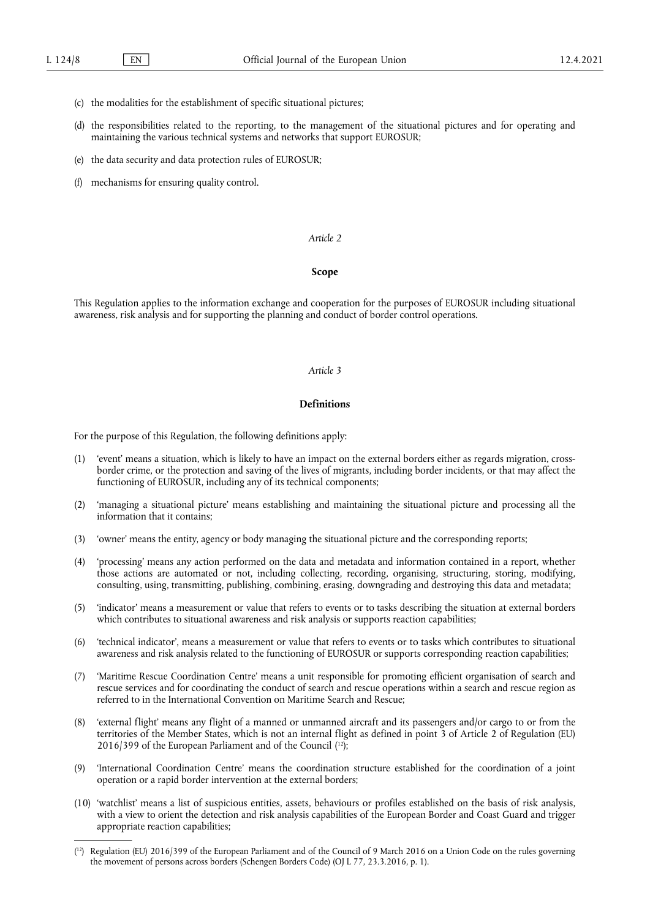(c) the modalities for the establishment of specific situational pictures;

(d) the responsibilities related to the reporting, to the management of the situational pictures and for operating and maintaining the various technical systems and networks that support EUROSUR;

(e) the data security and data protection rules of EUROSUR;

(f) mechanisms for ensuring quality control.

*Article 2*

**Scope**

This Regulation applies to the information exchange and cooperation for the purposes of EUROSUR including situational awareness, risk analysis and for supporting the planning and conduct of border control operations.

*Article 3*

**Definitions**

For the purpose of this Regulation, the following definitions apply:

(1) 'event' means a situation, which is likely to have an impact on the external borders either as regards migration, cross-border crime, or the protection and saving of the lives of migrants, including border incidents, or that may affect the functioning of EUROSUR, including any of its technical components;

(2) 'managing a situational picture' means establishing and maintaining the situational picture and processing all the information that it contains;

(3) 'owner' means the entity, agency or body managing the situational picture and the corresponding reports;

(4) 'processing' means any action performed on the data and metadata and information contained in a report, whether those actions are automated or not, including collecting, recording, organising, structuring, storing, modifying, consulting, using, transmitting, publishing, combining, erasing, downgrading and destroying this data and metadata;

(5) 'indicator' means a measurement or value that refers to events or to tasks describing the situation at external borders which contributes to situational awareness and risk analysis or supports reaction capabilities;

(6) 'technical indicator', means a measurement or value that refers to events or to tasks which contributes to situational awareness and risk analysis related to the functioning of EUROSUR or supports corresponding reaction capabilities;

(7) 'Maritime Rescue Coordination Centre' means a unit responsible for promoting efficient organisation of search and rescue services and for coordinating the conduct of search and rescue operations within a search and rescue region as referred to in the International Convention on Maritime Search and Rescue;

(8) 'external flight' means any flight of a manned or unmanned aircraft and its passengers and/or cargo to or from the territories of the Member States, which is not an internal flight as defined in point 3 of Article 2 of Regulation (EU) 2016/399 of the European Parliament and of the Council [12];

(9) 'International Coordination Centre' means the coordination structure established for the coordination of a joint operation or a rapid border intervention at the external borders;

(10) 'watchlist' means a list of suspicious entities, assets, behaviours or profiles established on the basis of risk analysis, with a view to orient the detection and risk analysis capabilities of the European Border and Coast Guard and trigger appropriate reaction capabilities;

[12] Regulation (EU) 2016/399 of the European Parliament and of the Council of 9 March 2016 on a Union Code on the rules governing the movement of persons across borders (Schengen Borders Code) (OJ L 77, 23.3.2016, p. 1).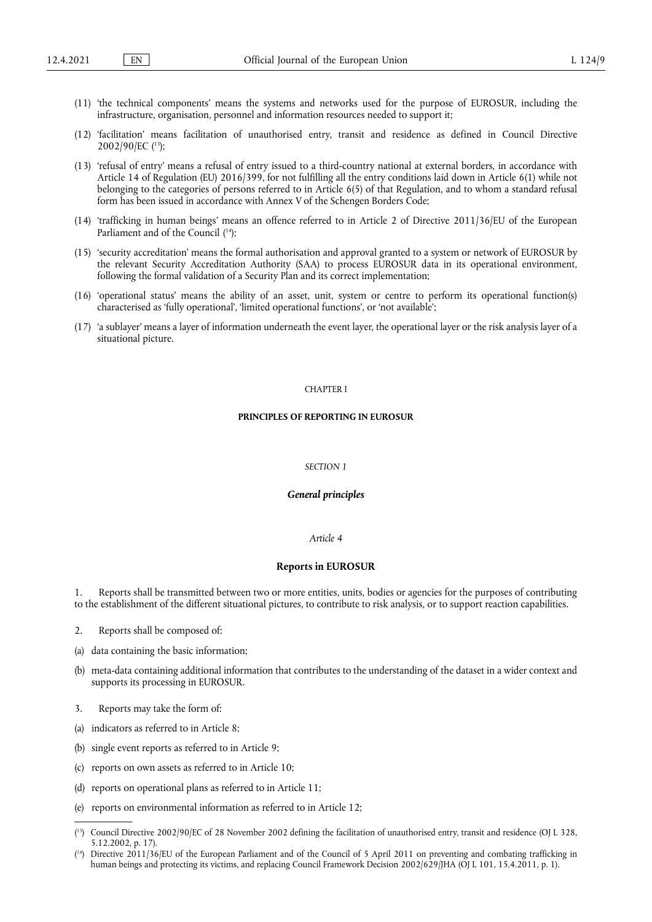(11) 'the technical components' means the systems and networks used for the purpose of EUROSUR, including the infrastructure, organisation, personnel and information resources needed to support it;

(12) 'facilitation' means facilitation of unauthorised entry, transit and residence as defined in Council Directive 2002/90/EC ([13]);

(13) 'refusal of entry' means a refusal of entry issued to a third-country national at external borders, in accordance with Article 14 of Regulation (EU) 2016/399, for not fulfilling all the entry conditions laid down in Article 6(1) while not belonging to the categories of persons referred to in Article 6(5) of that Regulation, and to whom a standard refusal form has been issued in accordance with Annex V of the Schengen Borders Code;

(14) 'trafficking in human beings' means an offence referred to in Article 2 of Directive 2011/36/EU of the European Parliament and of the Council ([14]);

(15) 'security accreditation' means the formal authorisation and approval granted to a system or network of EUROSUR by the relevant Security Accreditation Authority (SAA) to process EUROSUR data in its operational environment, following the formal validation of a Security Plan and its correct implementation;

(16) 'operational status' means the ability of an asset, unit, system or centre to perform its operational function(s) characterised as 'fully operational', 'limited operational functions', or 'not available';

(17) 'a sublayer' means a layer of information underneath the event layer, the operational layer or the risk analysis layer of a situational picture.

## CHAPTER I

## PRINCIPLES OF REPORTING IN EUROSUR

### *SECTION 1*

### ***General principles***

#### *Article 4*

#### **Reports in EUROSUR**

1. Reports shall be transmitted between two or more entities, units, bodies or agencies for the purposes of contributing to the establishment of the different situational pictures, to contribute to risk analysis, or to support reaction capabilities.

2. Reports shall be composed of:

(a) data containing the basic information;

(b) meta-data containing additional information that contributes to the understanding of the dataset in a wider context and supports its processing in EUROSUR.

3. Reports may take the form of:

(a) indicators as referred to in Article 8;

(b) single event reports as referred to in Article 9;

(c) reports on own assets as referred to in Article 10;

(d) reports on operational plans as referred to in Article 11;

(e) reports on environmental information as referred to in Article 12;

---

([13]) Council Directive 2002/90/EC of 28 November 2002 defining the facilitation of unauthorised entry, transit and residence (OJ L 328, 5.12.2002, p. 17).

([14]) Directive 2011/36/EU of the European Parliament and of the Council of 5 April 2011 on preventing and combating trafficking in human beings and protecting its victims, and replacing Council Framework Decision 2002/629/JHA (OJ L 101, 15.4.2011, p. 1).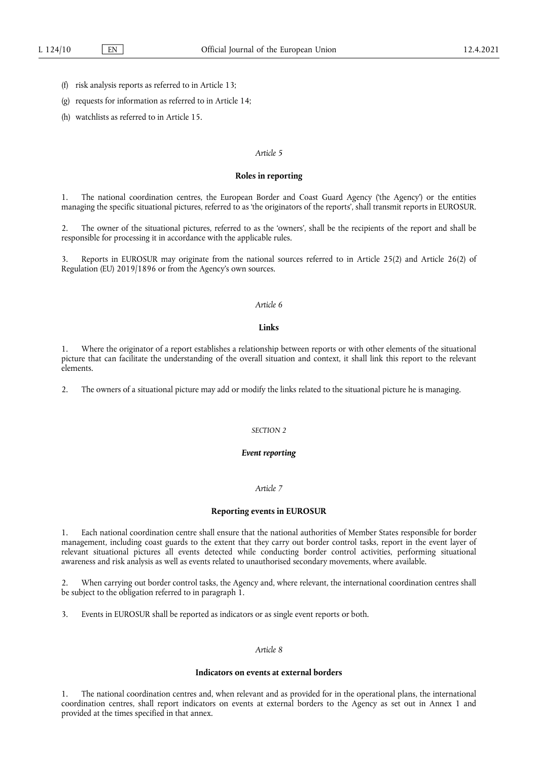(f) risk analysis reports as referred to in Article 13;

(g) requests for information as referred to in Article 14;

(h) watchlists as referred to in Article 15.

*Article 5*

**Roles in reporting**

1. The national coordination centres, the European Border and Coast Guard Agency ('the Agency') or the entities managing the specific situational pictures, referred to as 'the originators of the reports', shall transmit reports in EUROSUR.

2. The owner of the situational pictures, referred to as the 'owners', shall be the recipients of the report and shall be responsible for processing it in accordance with the applicable rules.

3. Reports in EUROSUR may originate from the national sources referred to in Article 25(2) and Article 26(2) of Regulation (EU) 2019/1896 or from the Agency's own sources.

*Article 6*

**Links**

1. Where the originator of a report establishes a relationship between reports or with other elements of the situational picture that can facilitate the understanding of the overall situation and context, it shall link this report to the relevant elements.

2. The owners of a situational picture may add or modify the links related to the situational picture he is managing.

SECTION 2

***Event reporting***

*Article 7*

**Reporting events in EUROSUR**

1. Each national coordination centre shall ensure that the national authorities of Member States responsible for border management, including coast guards to the extent that they carry out border control tasks, report in the event layer of relevant situational pictures all events detected while conducting border control activities, performing situational awareness and risk analysis as well as events related to unauthorised secondary movements, where available.

2. When carrying out border control tasks, the Agency and, where relevant, the international coordination centres shall be subject to the obligation referred to in paragraph 1.

3. Events in EUROSUR shall be reported as indicators or as single event reports or both.

*Article 8*

**Indicators on events at external borders**

1. The national coordination centres and, when relevant and as provided for in the operational plans, the international coordination centres, shall report indicators on events at external borders to the Agency as set out in Annex 1 and provided at the times specified in that annex.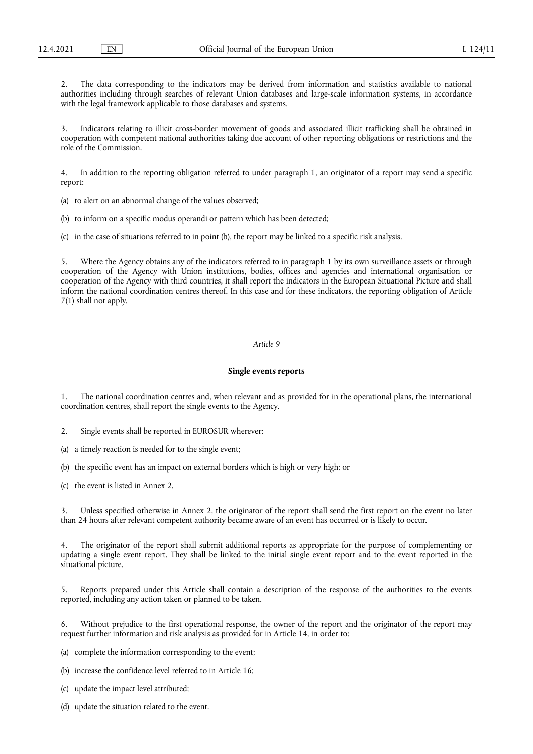2. The data corresponding to the indicators may be derived from information and statistics available to national authorities including through searches of relevant Union databases and large-scale information systems, in accordance with the legal framework applicable to those databases and systems.

3. Indicators relating to illicit cross-border movement of goods and associated illicit trafficking shall be obtained in cooperation with competent national authorities taking due account of other reporting obligations or restrictions and the role of the Commission.

4. In addition to the reporting obligation referred to under paragraph 1, an originator of a report may send a specific report:

(a) to alert on an abnormal change of the values observed;

(b) to inform on a specific modus operandi or pattern which has been detected;

(c) in the case of situations referred to in point (b), the report may be linked to a specific risk analysis.

5. Where the Agency obtains any of the indicators referred to in paragraph 1 by its own surveillance assets or through cooperation of the Agency with Union institutions, bodies, offices and agencies and international organisation or cooperation of the Agency with third countries, it shall report the indicators in the European Situational Picture and shall inform the national coordination centres thereof. In this case and for these indicators, the reporting obligation of Article 7(1) shall not apply.

*Article 9*

**Single events reports**

1. The national coordination centres and, when relevant and as provided for in the operational plans, the international coordination centres, shall report the single events to the Agency.

2. Single events shall be reported in EUROSUR wherever:

(a) a timely reaction is needed for to the single event;

(b) the specific event has an impact on external borders which is high or very high; or

(c) the event is listed in Annex 2.

3. Unless specified otherwise in Annex 2, the originator of the report shall send the first report on the event no later than 24 hours after relevant competent authority became aware of an event has occurred or is likely to occur.

4. The originator of the report shall submit additional reports as appropriate for the purpose of complementing or updating a single event report. They shall be linked to the initial single event report and to the event reported in the situational picture.

5. Reports prepared under this Article shall contain a description of the response of the authorities to the events reported, including any action taken or planned to be taken.

6. Without prejudice to the first operational response, the owner of the report and the originator of the report may request further information and risk analysis as provided for in Article 14, in order to:

(a) complete the information corresponding to the event;

(b) increase the confidence level referred to in Article 16;

(c) update the impact level attributed;

(d) update the situation related to the event.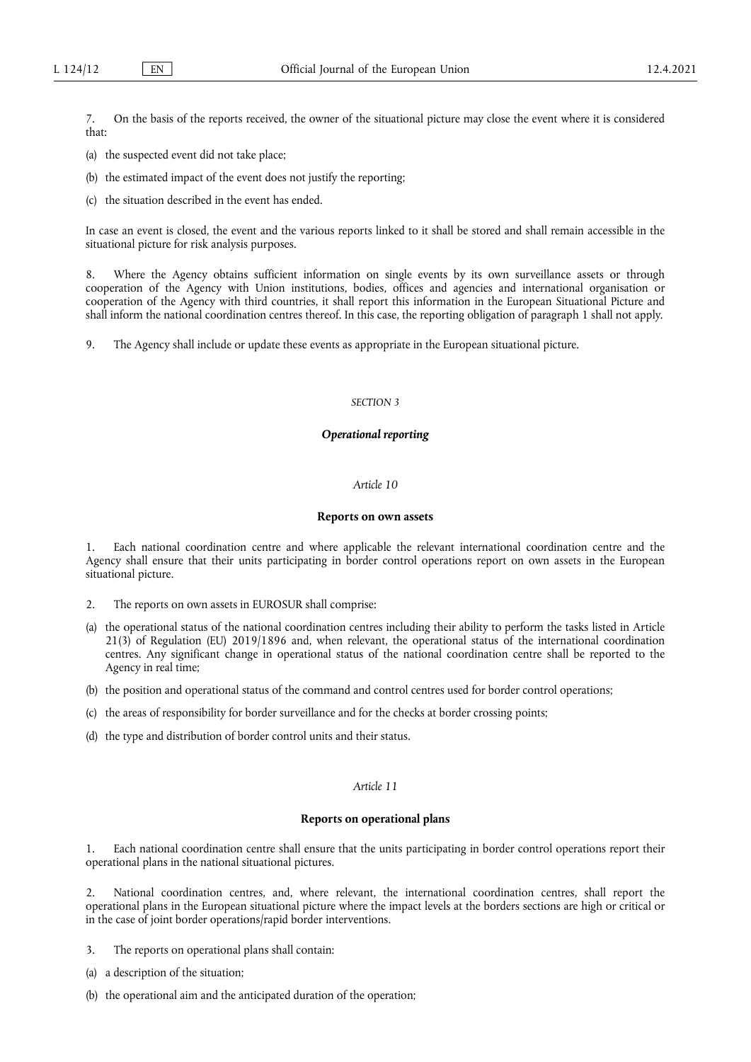7. On the basis of the reports received, the owner of the situational picture may close the event where it is considered that:

(a) the suspected event did not take place;

(b) the estimated impact of the event does not justify the reporting;

(c) the situation described in the event has ended.

In case an event is closed, the event and the various reports linked to it shall be stored and shall remain accessible in the situational picture for risk analysis purposes.

8. Where the Agency obtains sufficient information on single events by its own surveillance assets or through cooperation of the Agency with Union institutions, bodies, offices and agencies and international organisation or cooperation of the Agency with third countries, it shall report this information in the European Situational Picture and shall inform the national coordination centres thereof. In this case, the reporting obligation of paragraph 1 shall not apply.

9. The Agency shall include or update these events as appropriate in the European situational picture.

*SECTION 3*

## *Operational reporting*

*Article 10*

### Reports on own assets

1. Each national coordination centre and where applicable the relevant international coordination centre and the Agency shall ensure that their units participating in border control operations report on own assets in the European situational picture.

2. The reports on own assets in EUROSUR shall comprise:

(a) the operational status of the national coordination centres including their ability to perform the tasks listed in Article 21(3) of Regulation (EU) 2019/1896 and, when relevant, the operational status of the international coordination centres. Any significant change in operational status of the national coordination centre shall be reported to the Agency in real time;

(b) the position and operational status of the command and control centres used for border control operations;

(c) the areas of responsibility for border surveillance and for the checks at border crossing points;

(d) the type and distribution of border control units and their status.

*Article 11*

### Reports on operational plans

1. Each national coordination centre shall ensure that the units participating in border control operations report their operational plans in the national situational pictures.

2. National coordination centres, and, where relevant, the international coordination centres, shall report the operational plans in the European situational picture where the impact levels at the borders sections are high or critical or in the case of joint border operations/rapid border interventions.

3. The reports on operational plans shall contain:

(a) a description of the situation;

(b) the operational aim and the anticipated duration of the operation;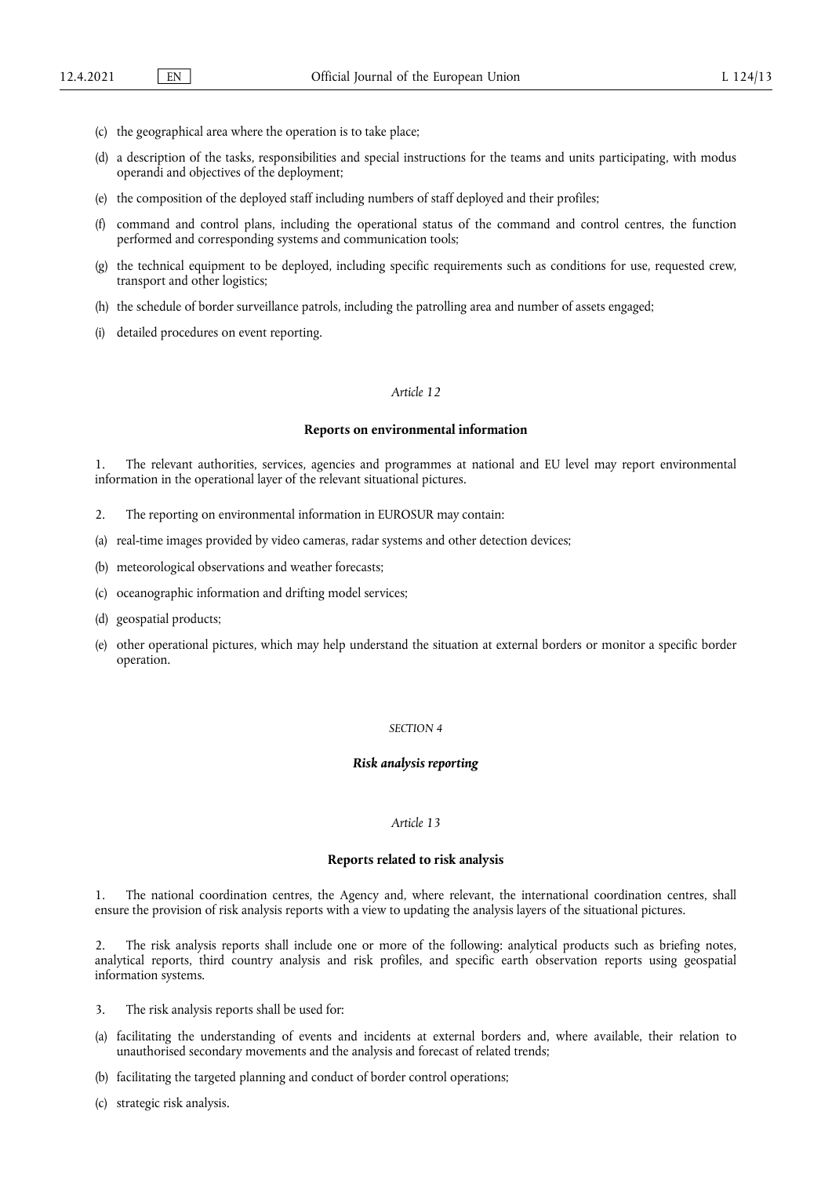(c) the geographical area where the operation is to take place;

(d) a description of the tasks, responsibilities and special instructions for the teams and units participating, with modus operandi and objectives of the deployment;

(e) the composition of the deployed staff including numbers of staff deployed and their profiles;

(f) command and control plans, including the operational status of the command and control centres, the function performed and corresponding systems and communication tools;

(g) the technical equipment to be deployed, including specific requirements such as conditions for use, requested crew, transport and other logistics;

(h) the schedule of border surveillance patrols, including the patrolling area and number of assets engaged;

(i) detailed procedures on event reporting.

*Article 12*

**Reports on environmental information**

1. The relevant authorities, services, agencies and programmes at national and EU level may report environmental information in the operational layer of the relevant situational pictures.

2. The reporting on environmental information in EUROSUR may contain:

(a) real-time images provided by video cameras, radar systems and other detection devices;

(b) meteorological observations and weather forecasts;

(c) oceanographic information and drifting model services;

(d) geospatial products;

(e) other operational pictures, which may help understand the situation at external borders or monitor a specific border operation.

*SECTION 4*

***Risk analysis reporting***

*Article 13*

**Reports related to risk analysis**

1. The national coordination centres, the Agency and, where relevant, the international coordination centres, shall ensure the provision of risk analysis reports with a view to updating the analysis layers of the situational pictures.

2. The risk analysis reports shall include one or more of the following: analytical products such as briefing notes, analytical reports, third country analysis and risk profiles, and specific earth observation reports using geospatial information systems.

3. The risk analysis reports shall be used for:

(a) facilitating the understanding of events and incidents at external borders and, where available, their relation to unauthorised secondary movements and the analysis and forecast of related trends;

(b) facilitating the targeted planning and conduct of border control operations;

(c) strategic risk analysis.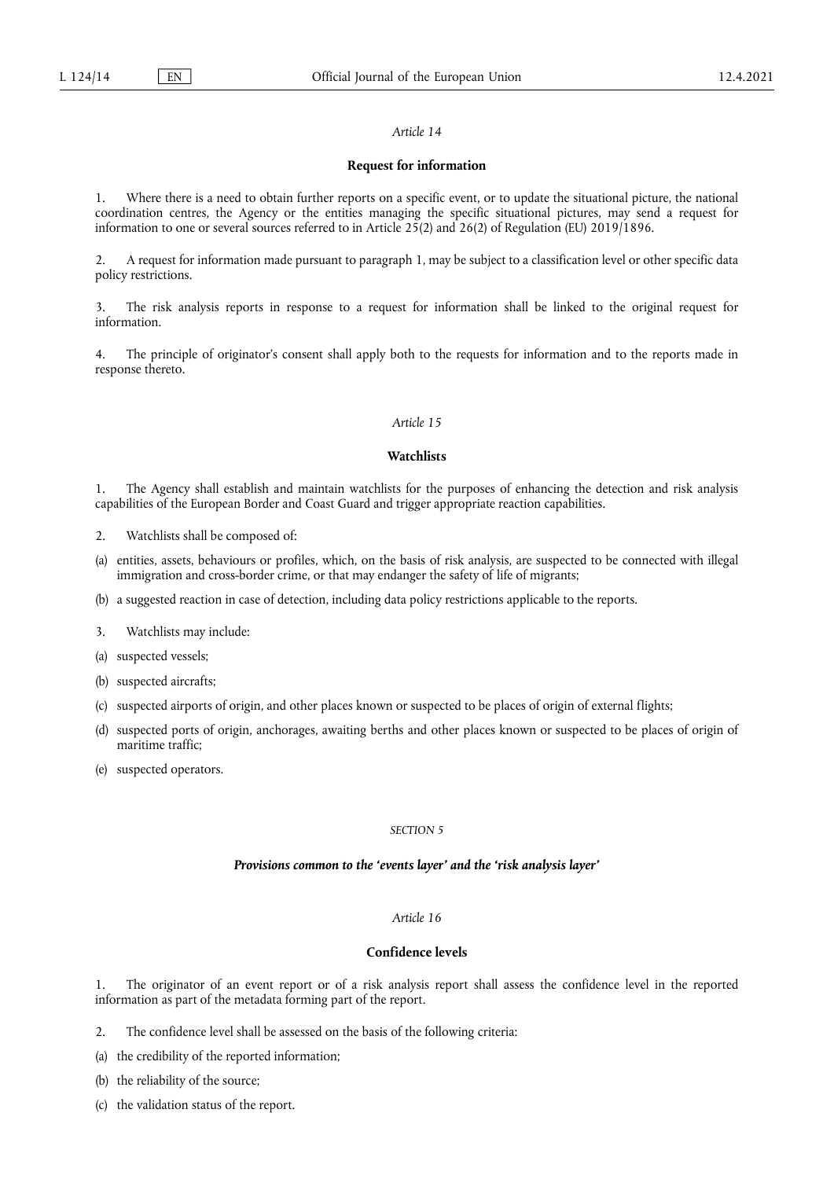*Article 14*

**Request for information**

1. Where there is a need to obtain further reports on a specific event, or to update the situational picture, the national coordination centres, the Agency or the entities managing the specific situational pictures, may send a request for information to one or several sources referred to in Article 25(2) and 26(2) of Regulation (EU) 2019/1896.

2. A request for information made pursuant to paragraph 1, may be subject to a classification level or other specific data policy restrictions.

3. The risk analysis reports in response to a request for information shall be linked to the original request for information.

4. The principle of originator's consent shall apply both to the requests for information and to the reports made in response thereto.

*Article 15*

**Watchlists**

1. The Agency shall establish and maintain watchlists for the purposes of enhancing the detection and risk analysis capabilities of the European Border and Coast Guard and trigger appropriate reaction capabilities.

2. Watchlists shall be composed of:

(a) entities, assets, behaviours or profiles, which, on the basis of risk analysis, are suspected to be connected with illegal immigration and cross-border crime, or that may endanger the safety of life of migrants;

(b) a suggested reaction in case of detection, including data policy restrictions applicable to the reports.

3. Watchlists may include:

(a) suspected vessels;

(b) suspected aircrafts;

(c) suspected airports of origin, and other places known or suspected to be places of origin of external flights;

(d) suspected ports of origin, anchorages, awaiting berths and other places known or suspected to be places of origin of maritime traffic;

(e) suspected operators.

*SECTION 5*

***Provisions common to the 'events layer' and the 'risk analysis layer'***

*Article 16*

**Confidence levels**

1. The originator of an event report or of a risk analysis report shall assess the confidence level in the reported information as part of the metadata forming part of the report.

2. The confidence level shall be assessed on the basis of the following criteria:

(a) the credibility of the reported information;

(b) the reliability of the source;

(c) the validation status of the report.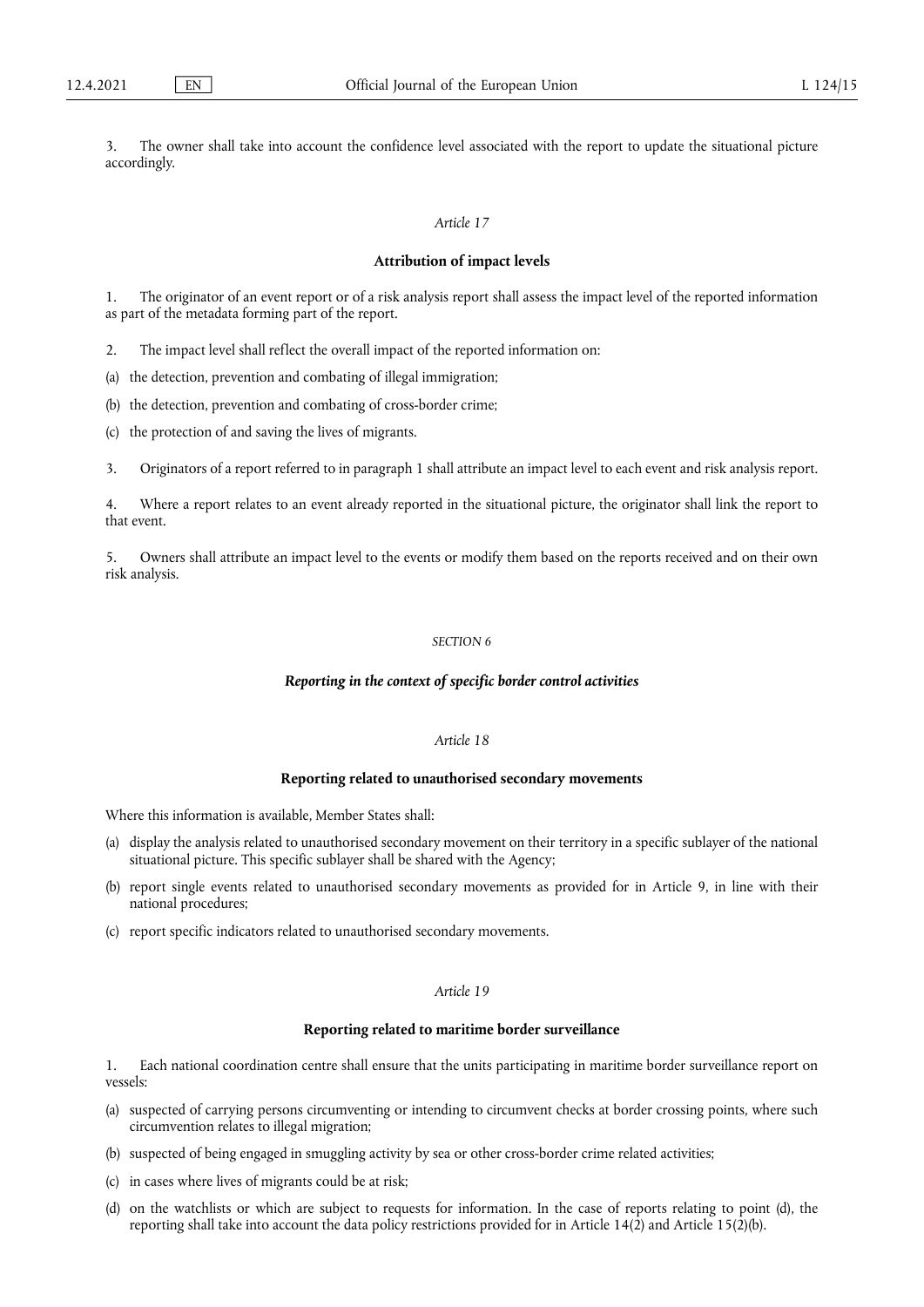3. The owner shall take into account the confidence level associated with the report to update the situational picture accordingly.

*Article 17*

**Attribution of impact levels**

1. The originator of an event report or of a risk analysis report shall assess the impact level of the reported information as part of the metadata forming part of the report.

2. The impact level shall reflect the overall impact of the reported information on:

(a) the detection, prevention and combating of illegal immigration;

(b) the detection, prevention and combating of cross-border crime;

(c) the protection of and saving the lives of migrants.

3. Originators of a report referred to in paragraph 1 shall attribute an impact level to each event and risk analysis report.

4. Where a report relates to an event already reported in the situational picture, the originator shall link the report to that event.

5. Owners shall attribute an impact level to the events or modify them based on the reports received and on their own risk analysis.

*SECTION 6*

***Reporting in the context of specific border control activities***

*Article 18*

**Reporting related to unauthorised secondary movements**

Where this information is available, Member States shall:

(a) display the analysis related to unauthorised secondary movement on their territory in a specific sublayer of the national situational picture. This specific sublayer shall be shared with the Agency;

(b) report single events related to unauthorised secondary movements as provided for in Article 9, in line with their national procedures;

(c) report specific indicators related to unauthorised secondary movements.

*Article 19*

**Reporting related to maritime border surveillance**

1. Each national coordination centre shall ensure that the units participating in maritime border surveillance report on vessels:

(a) suspected of carrying persons circumventing or intending to circumvent checks at border crossing points, where such circumvention relates to illegal migration;

(b) suspected of being engaged in smuggling activity by sea or other cross-border crime related activities;

(c) in cases where lives of migrants could be at risk;

(d) on the watchlists or which are subject to requests for information. In the case of reports relating to point (d), the reporting shall take into account the data policy restrictions provided for in Article 14(2) and Article 15(2)(b).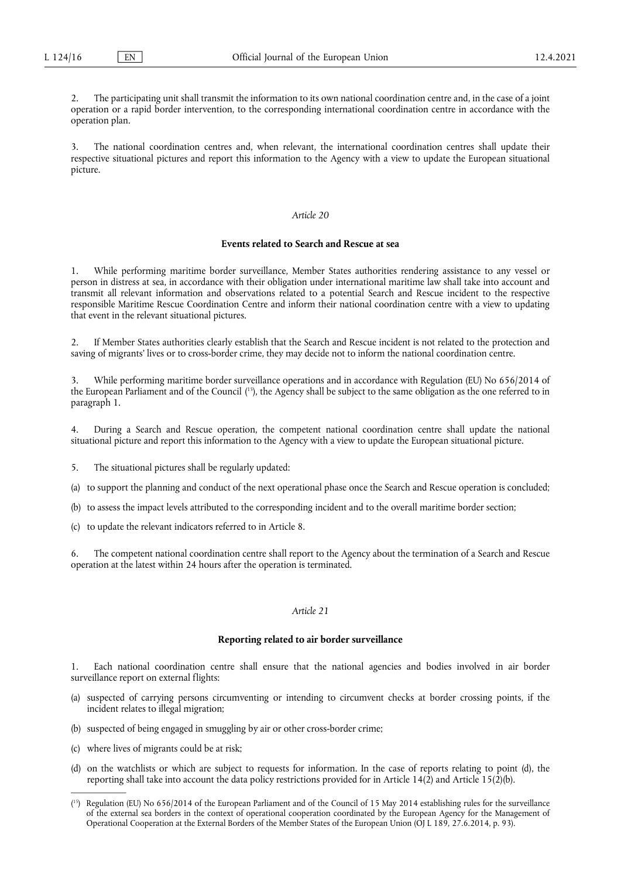2. The participating unit shall transmit the information to its own national coordination centre and, in the case of a joint operation or a rapid border intervention, to the corresponding international coordination centre in accordance with the operation plan.

3. The national coordination centres and, when relevant, the international coordination centres shall update their respective situational pictures and report this information to the Agency with a view to update the European situational picture.

*Article 20*

**Events related to Search and Rescue at sea**

1. While performing maritime border surveillance, Member States authorities rendering assistance to any vessel or person in distress at sea, in accordance with their obligation under international maritime law shall take into account and transmit all relevant information and observations related to a potential Search and Rescue incident to the respective responsible Maritime Rescue Coordination Centre and inform their national coordination centre with a view to updating that event in the relevant situational pictures.

2. If Member States authorities clearly establish that the Search and Rescue incident is not related to the protection and saving of migrants' lives or to cross-border crime, they may decide not to inform the national coordination centre.

3. While performing maritime border surveillance operations and in accordance with Regulation (EU) No 656/2014 of the European Parliament and of the Council [15], the Agency shall be subject to the same obligation as the one referred to in paragraph 1.

4. During a Search and Rescue operation, the competent national coordination centre shall update the national situational picture and report this information to the Agency with a view to update the European situational picture.

5. The situational pictures shall be regularly updated:

(a) to support the planning and conduct of the next operational phase once the Search and Rescue operation is concluded;

(b) to assess the impact levels attributed to the corresponding incident and to the overall maritime border section;

(c) to update the relevant indicators referred to in Article 8.

6. The competent national coordination centre shall report to the Agency about the termination of a Search and Rescue operation at the latest within 24 hours after the operation is terminated.

*Article 21*

**Reporting related to air border surveillance**

1. Each national coordination centre shall ensure that the national agencies and bodies involved in air border surveillance report on external flights:

(a) suspected of carrying persons circumventing or intending to circumvent checks at border crossing points, if the incident relates to illegal migration;

(b) suspected of being engaged in smuggling by air or other cross-border crime;

(c) where lives of migrants could be at risk;

(d) on the watchlists or which are subject to requests for information. In the case of reports relating to point (d), the reporting shall take into account the data policy restrictions provided for in Article 14(2) and Article 15(2)(b).

---

[15] Regulation (EU) No 656/2014 of the European Parliament and of the Council of 15 May 2014 establishing rules for the surveillance of the external sea borders in the context of operational cooperation coordinated by the European Agency for the Management of Operational Cooperation at the External Borders of the Member States of the European Union (OJ L 189, 27.6.2014, p. 93).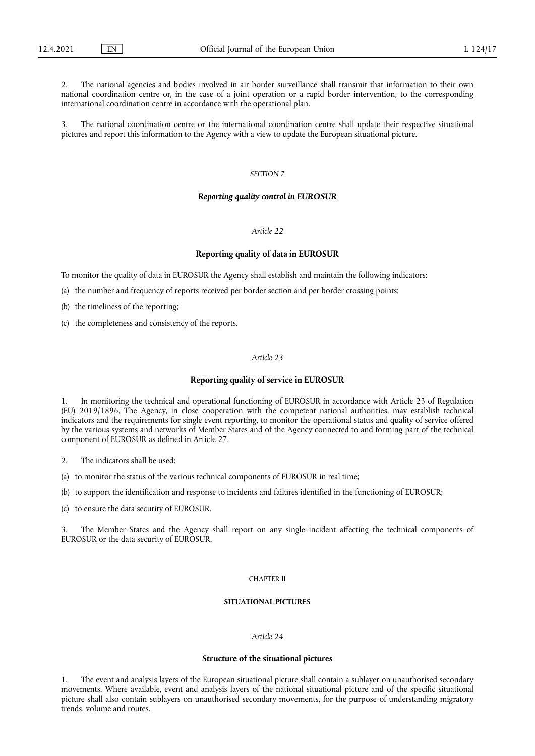2. The national agencies and bodies involved in air border surveillance shall transmit that information to their own national coordination centre or, in the case of a joint operation or a rapid border intervention, to the corresponding international coordination centre in accordance with the operational plan.

3. The national coordination centre or the international coordination centre shall update their respective situational pictures and report this information to the Agency with a view to update the European situational picture.

*SECTION 7*

***Reporting quality control in EUROSUR***

*Article 22*

**Reporting quality of data in EUROSUR**

To monitor the quality of data in EUROSUR the Agency shall establish and maintain the following indicators:

(a) the number and frequency of reports received per border section and per border crossing points;

(b) the timeliness of the reporting;

(c) the completeness and consistency of the reports.

*Article 23*

**Reporting quality of service in EUROSUR**

1. In monitoring the technical and operational functioning of EUROSUR in accordance with Article 23 of Regulation (EU) 2019/1896, The Agency, in close cooperation with the competent national authorities, may establish technical indicators and the requirements for single event reporting, to monitor the operational status and quality of service offered by the various systems and networks of Member States and of the Agency connected to and forming part of the technical component of EUROSUR as defined in Article 27.

2. The indicators shall be used:

(a) to monitor the status of the various technical components of EUROSUR in real time;

(b) to support the identification and response to incidents and failures identified in the functioning of EUROSUR;

(c) to ensure the data security of EUROSUR.

3. The Member States and the Agency shall report on any single incident affecting the technical components of EUROSUR or the data security of EUROSUR.

CHAPTER II

**SITUATIONAL PICTURES**

*Article 24*

**Structure of the situational pictures**

1. The event and analysis layers of the European situational picture shall contain a sublayer on unauthorised secondary movements. Where available, event and analysis layers of the national situational picture and of the specific situational picture shall also contain sublayers on unauthorised secondary movements, for the purpose of understanding migratory trends, volume and routes.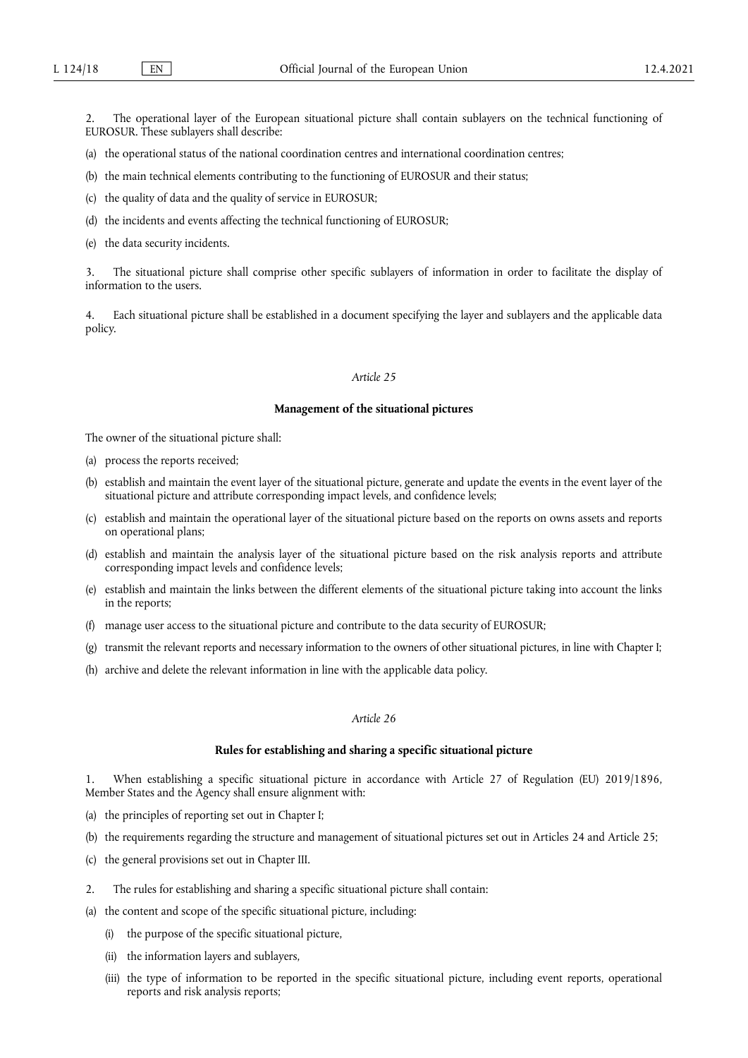2. The operational layer of the European situational picture shall contain sublayers on the technical functioning of EUROSUR. These sublayers shall describe:

(a) the operational status of the national coordination centres and international coordination centres;

(b) the main technical elements contributing to the functioning of EUROSUR and their status;

(c) the quality of data and the quality of service in EUROSUR;

(d) the incidents and events affecting the technical functioning of EUROSUR;

(e) the data security incidents.

3. The situational picture shall comprise other specific sublayers of information in order to facilitate the display of information to the users.

4. Each situational picture shall be established in a document specifying the layer and sublayers and the applicable data policy.

*Article 25*

**Management of the situational pictures**

The owner of the situational picture shall:

(a) process the reports received;

(b) establish and maintain the event layer of the situational picture, generate and update the events in the event layer of the situational picture and attribute corresponding impact levels, and confidence levels;

(c) establish and maintain the operational layer of the situational picture based on the reports on owns assets and reports on operational plans;

(d) establish and maintain the analysis layer of the situational picture based on the risk analysis reports and attribute corresponding impact levels and confidence levels;

(e) establish and maintain the links between the different elements of the situational picture taking into account the links in the reports;

(f) manage user access to the situational picture and contribute to the data security of EUROSUR;

(g) transmit the relevant reports and necessary information to the owners of other situational pictures, in line with Chapter I;

(h) archive and delete the relevant information in line with the applicable data policy.

*Article 26*

**Rules for establishing and sharing a specific situational picture**

1. When establishing a specific situational picture in accordance with Article 27 of Regulation (EU) 2019/1896, Member States and the Agency shall ensure alignment with:

(a) the principles of reporting set out in Chapter I;

(b) the requirements regarding the structure and management of situational pictures set out in Articles 24 and Article 25;

(c) the general provisions set out in Chapter III.

2. The rules for establishing and sharing a specific situational picture shall contain:

(a) the content and scope of the specific situational picture, including:

(i) the purpose of the specific situational picture,

(ii) the information layers and sublayers,

(iii) the type of information to be reported in the specific situational picture, including event reports, operational reports and risk analysis reports;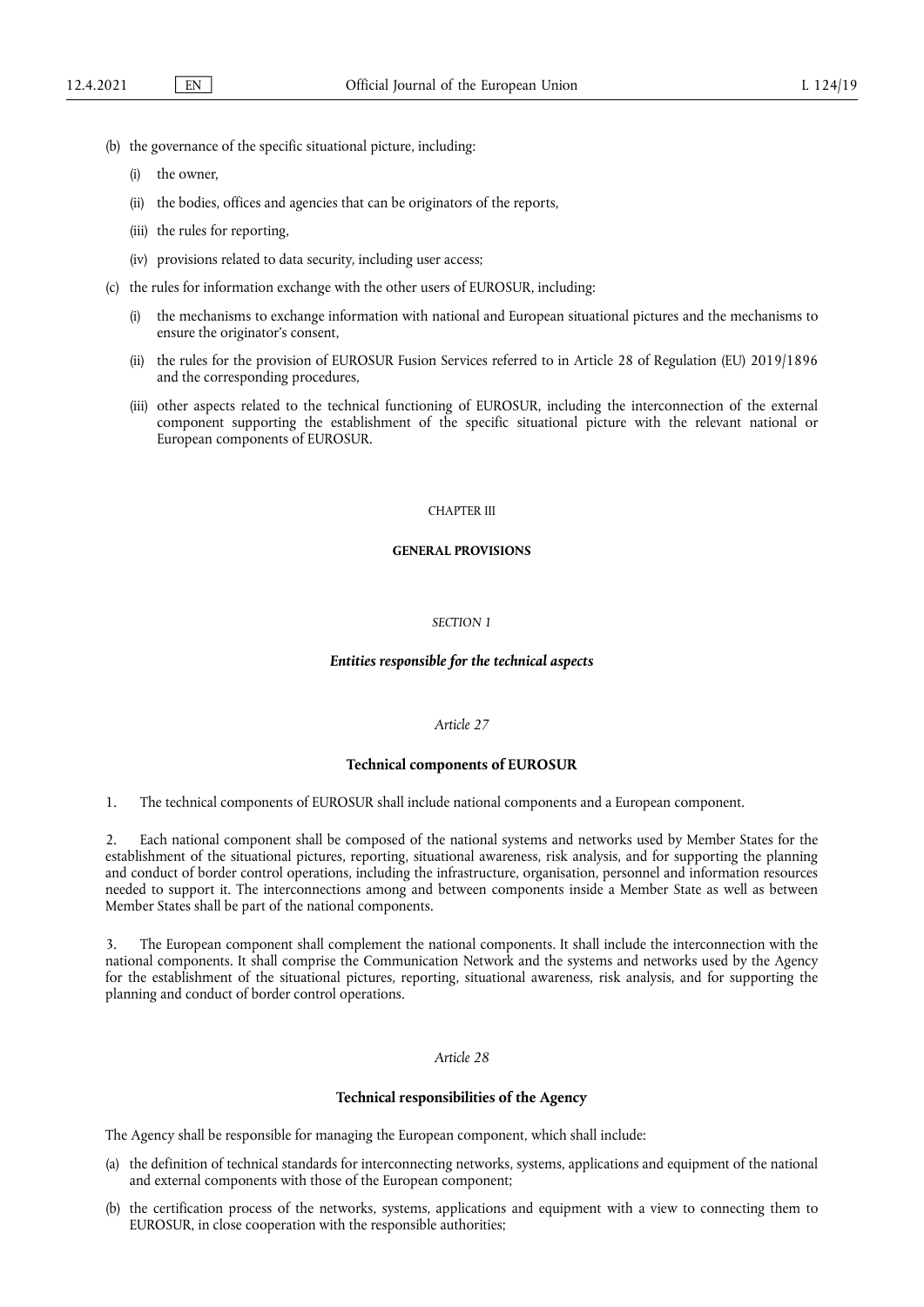(b) the governance of the specific situational picture, including:

  (i) the owner,

  (ii) the bodies, offices and agencies that can be originators of the reports,

  (iii) the rules for reporting,

  (iv) provisions related to data security, including user access;

(c) the rules for information exchange with the other users of EUROSUR, including:

  (i) the mechanisms to exchange information with national and European situational pictures and the mechanisms to ensure the originator's consent,

  (ii) the rules for the provision of EUROSUR Fusion Services referred to in Article 28 of Regulation (EU) 2019/1896 and the corresponding procedures,

  (iii) other aspects related to the technical functioning of EUROSUR, including the interconnection of the external component supporting the establishment of the specific situational picture with the relevant national or European components of EUROSUR.

CHAPTER III

**GENERAL PROVISIONS**

*SECTION 1*

***Entities responsible for the technical aspects***

*Article 27*

**Technical components of EUROSUR**

1. The technical components of EUROSUR shall include national components and a European component.

2. Each national component shall be composed of the national systems and networks used by Member States for the establishment of the situational pictures, reporting, situational awareness, risk analysis, and for supporting the planning and conduct of border control operations, including the infrastructure, organisation, personnel and information resources needed to support it. The interconnections among and between components inside a Member State as well as between Member States shall be part of the national components.

3. The European component shall complement the national components. It shall include the interconnection with the national components. It shall comprise the Communication Network and the systems and networks used by the Agency for the establishment of the situational pictures, reporting, situational awareness, risk analysis, and for supporting the planning and conduct of border control operations.

*Article 28*

**Technical responsibilities of the Agency**

The Agency shall be responsible for managing the European component, which shall include:

(a) the definition of technical standards for interconnecting networks, systems, applications and equipment of the national and external components with those of the European component;

(b) the certification process of the networks, systems, applications and equipment with a view to connecting them to EUROSUR, in close cooperation with the responsible authorities;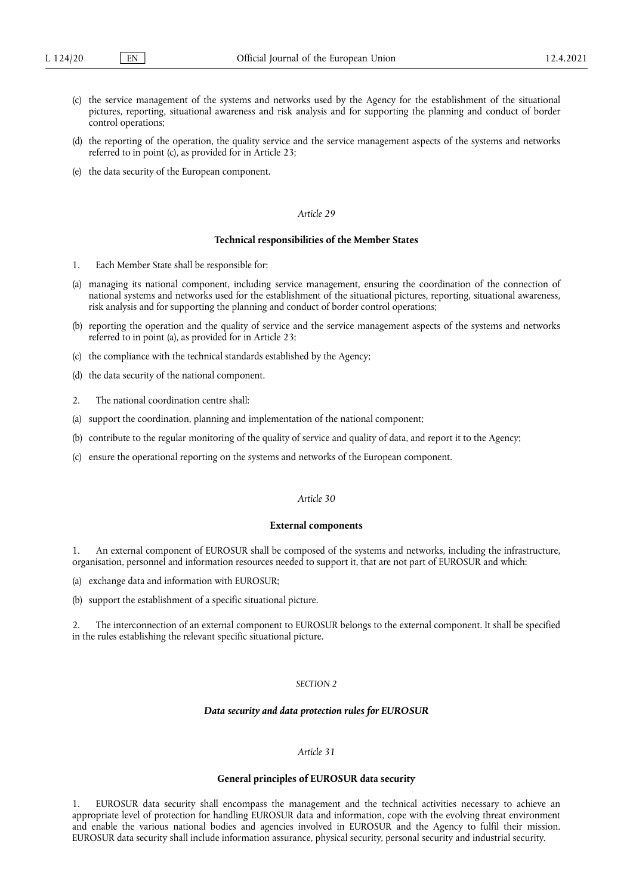(c) the service management of the systems and networks used by the Agency for the establishment of the situational pictures, reporting, situational awareness and risk analysis and for supporting the planning and conduct of border control operations;

(d) the reporting of the operation, the quality service and the service management aspects of the systems and networks referred to in point (c), as provided for in Article 23;

(e) the data security of the European component.

*Article 29*

**Technical responsibilities of the Member States**

1. Each Member State shall be responsible for:

(a) managing its national component, including service management, ensuring the coordination of the connection of national systems and networks used for the establishment of the situational pictures, reporting, situational awareness, risk analysis and for supporting the planning and conduct of border control operations;

(b) reporting the operation and the quality of service and the service management aspects of the systems and networks referred to in point (a), as provided for in Article 23;

(c) the compliance with the technical standards established by the Agency;

(d) the data security of the national component.

2. The national coordination centre shall:

(a) support the coordination, planning and implementation of the national component;

(b) contribute to the regular monitoring of the quality of service and quality of data, and report it to the Agency;

(c) ensure the operational reporting on the systems and networks of the European component.

*Article 30*

**External components**

1. An external component of EUROSUR shall be composed of the systems and networks, including the infrastructure, organisation, personnel and information resources needed to support it, that are not part of EUROSUR and which:

(a) exchange data and information with EUROSUR;

(b) support the establishment of a specific situational picture.

2. The interconnection of an external component to EUROSUR belongs to the external component. It shall be specified in the rules establishing the relevant specific situational picture.

*SECTION 2*

***Data security and data protection rules for EUROSUR***

*Article 31*

**General principles of EUROSUR data security**

1. EUROSUR data security shall encompass the management and the technical activities necessary to achieve an appropriate level of protection for handling EUROSUR data and information, cope with the evolving threat environment and enable the various national bodies and agencies involved in EUROSUR and the Agency to fulfil their mission. EUROSUR data security shall include information assurance, physical security, personal security and industrial security.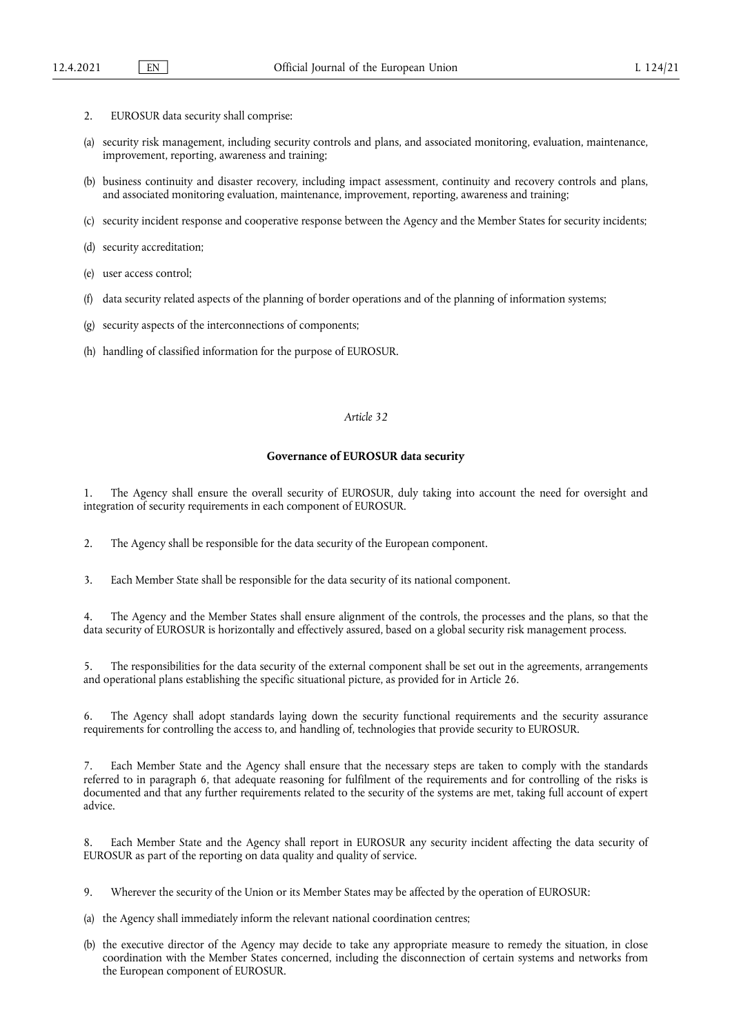2. EUROSUR data security shall comprise:

(a) security risk management, including security controls and plans, and associated monitoring, evaluation, maintenance, improvement, reporting, awareness and training;

(b) business continuity and disaster recovery, including impact assessment, continuity and recovery controls and plans, and associated monitoring evaluation, maintenance, improvement, reporting, awareness and training;

(c) security incident response and cooperative response between the Agency and the Member States for security incidents;

(d) security accreditation;

(e) user access control;

(f) data security related aspects of the planning of border operations and of the planning of information systems;

(g) security aspects of the interconnections of components;

(h) handling of classified information for the purpose of EUROSUR.

*Article 32*

**Governance of EUROSUR data security**

1. The Agency shall ensure the overall security of EUROSUR, duly taking into account the need for oversight and integration of security requirements in each component of EUROSUR.

2. The Agency shall be responsible for the data security of the European component.

3. Each Member State shall be responsible for the data security of its national component.

4. The Agency and the Member States shall ensure alignment of the controls, the processes and the plans, so that the data security of EUROSUR is horizontally and effectively assured, based on a global security risk management process.

5. The responsibilities for the data security of the external component shall be set out in the agreements, arrangements and operational plans establishing the specific situational picture, as provided for in Article 26.

6. The Agency shall adopt standards laying down the security functional requirements and the security assurance requirements for controlling the access to, and handling of, technologies that provide security to EUROSUR.

7. Each Member State and the Agency shall ensure that the necessary steps are taken to comply with the standards referred to in paragraph 6, that adequate reasoning for fulfilment of the requirements and for controlling of the risks is documented and that any further requirements related to the security of the systems are met, taking full account of expert advice.

8. Each Member State and the Agency shall report in EUROSUR any security incident affecting the data security of EUROSUR as part of the reporting on data quality and quality of service.

9. Wherever the security of the Union or its Member States may be affected by the operation of EUROSUR:

(a) the Agency shall immediately inform the relevant national coordination centres;

(b) the executive director of the Agency may decide to take any appropriate measure to remedy the situation, in close coordination with the Member States concerned, including the disconnection of certain systems and networks from the European component of EUROSUR.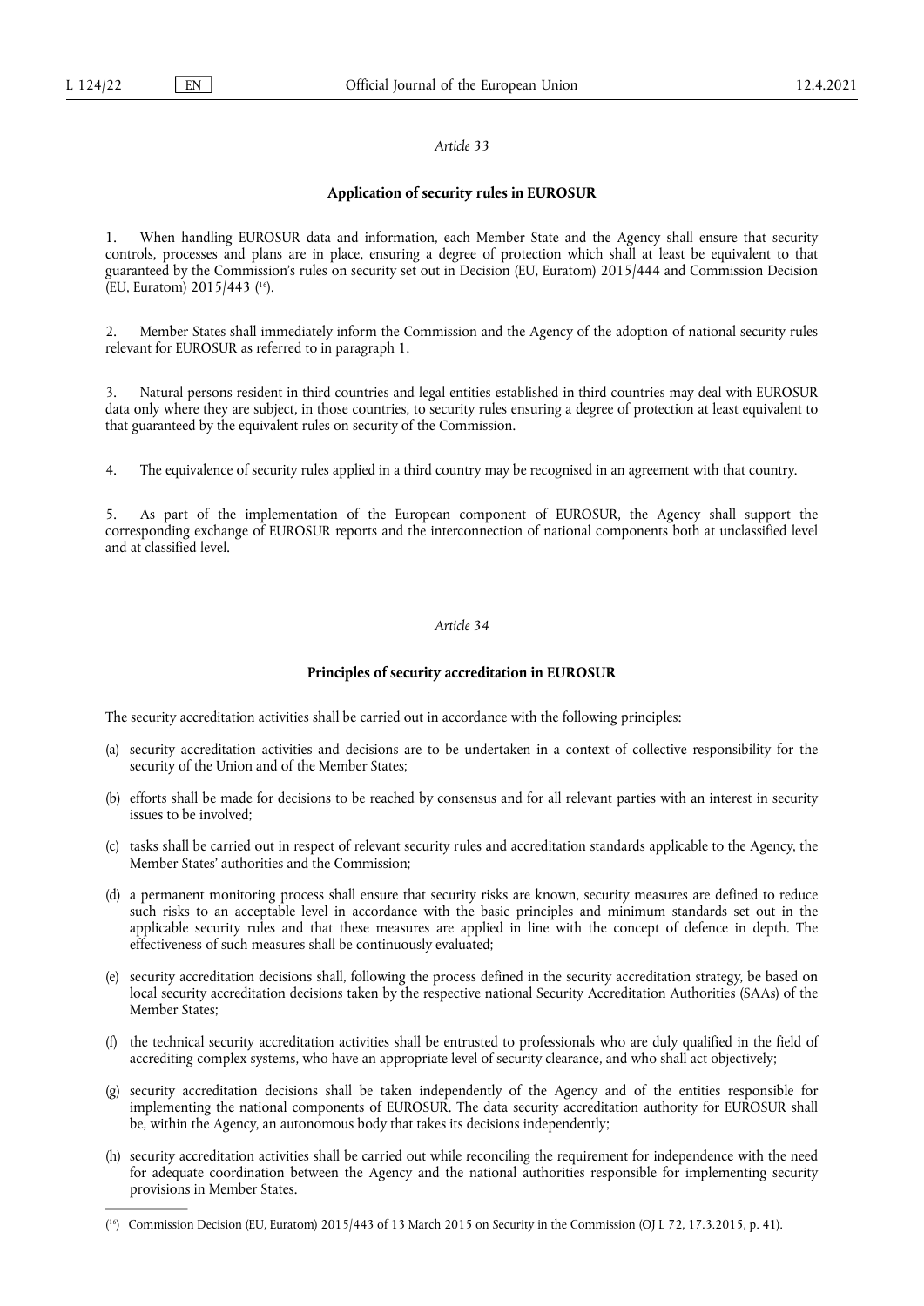*Article 33*

**Application of security rules in EUROSUR**

1. When handling EUROSUR data and information, each Member State and the Agency shall ensure that security controls, processes and plans are in place, ensuring a degree of protection which shall at least be equivalent to that guaranteed by the Commission's rules on security set out in Decision (EU, Euratom) 2015/444 and Commission Decision (EU, Euratom) 2015/443 [16].

2. Member States shall immediately inform the Commission and the Agency of the adoption of national security rules relevant for EUROSUR as referred to in paragraph 1.

3. Natural persons resident in third countries and legal entities established in third countries may deal with EUROSUR data only where they are subject, in those countries, to security rules ensuring a degree of protection at least equivalent to that guaranteed by the equivalent rules on security of the Commission.

4. The equivalence of security rules applied in a third country may be recognised in an agreement with that country.

5. As part of the implementation of the European component of EUROSUR, the Agency shall support the corresponding exchange of EUROSUR reports and the interconnection of national components both at unclassified level and at classified level.

*Article 34*

**Principles of security accreditation in EUROSUR**

The security accreditation activities shall be carried out in accordance with the following principles:

(a) security accreditation activities and decisions are to be undertaken in a context of collective responsibility for the security of the Union and of the Member States;

(b) efforts shall be made for decisions to be reached by consensus and for all relevant parties with an interest in security issues to be involved;

(c) tasks shall be carried out in respect of relevant security rules and accreditation standards applicable to the Agency, the Member States' authorities and the Commission;

(d) a permanent monitoring process shall ensure that security risks are known, security measures are defined to reduce such risks to an acceptable level in accordance with the basic principles and minimum standards set out in the applicable security rules and that these measures are applied in line with the concept of defence in depth. The effectiveness of such measures shall be continuously evaluated;

(e) security accreditation decisions shall, following the process defined in the security accreditation strategy, be based on local security accreditation decisions taken by the respective national Security Accreditation Authorities (SAAs) of the Member States;

(f) the technical security accreditation activities shall be entrusted to professionals who are duly qualified in the field of accrediting complex systems, who have an appropriate level of security clearance, and who shall act objectively;

(g) security accreditation decisions shall be taken independently of the Agency and of the entities responsible for implementing the national components of EUROSUR. The data security accreditation authority for EUROSUR shall be, within the Agency, an autonomous body that takes its decisions independently;

(h) security accreditation activities shall be carried out while reconciling the requirement for independence with the need for adequate coordination between the Agency and the national authorities responsible for implementing security provisions in Member States.

[16] Commission Decision (EU, Euratom) 2015/443 of 13 March 2015 on Security in the Commission (OJ L 72, 17.3.2015, p. 41).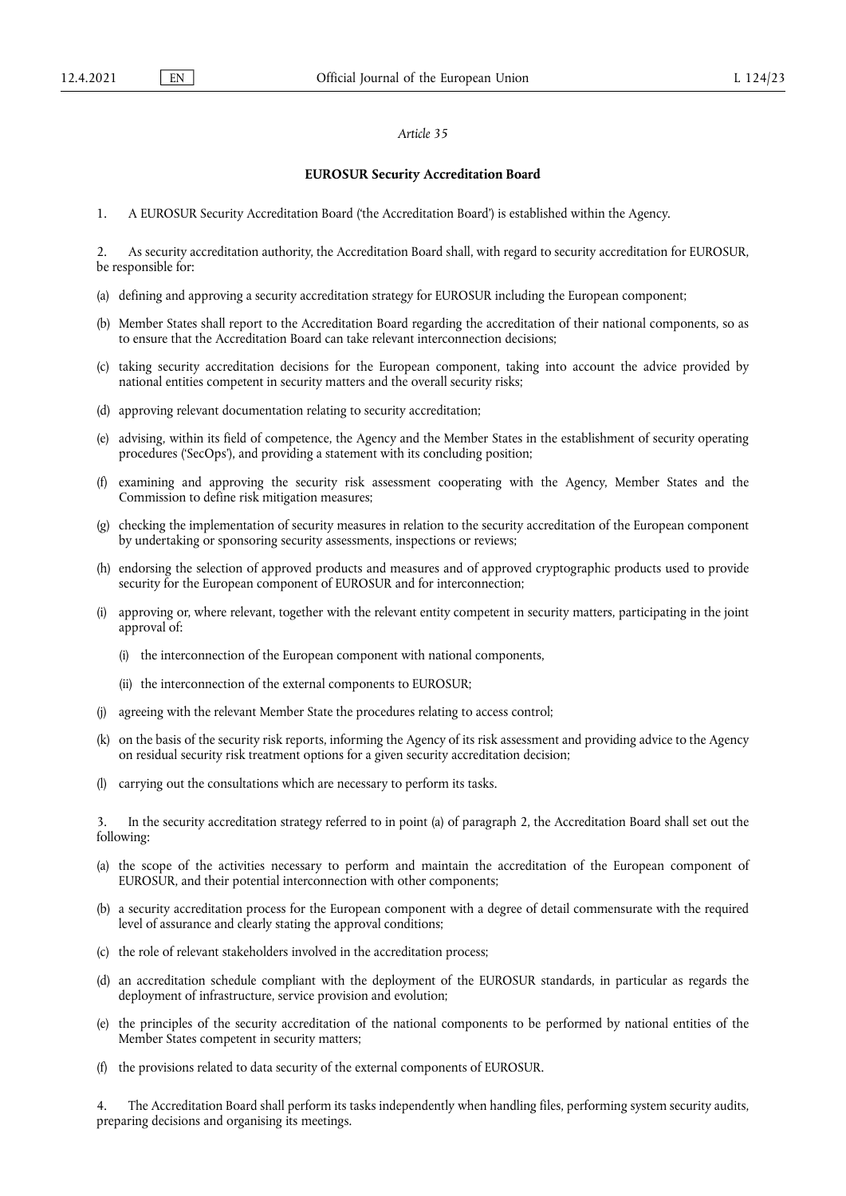*Article 35*

**EUROSUR Security Accreditation Board**

1. A EUROSUR Security Accreditation Board ('the Accreditation Board') is established within the Agency.

2. As security accreditation authority, the Accreditation Board shall, with regard to security accreditation for EUROSUR, be responsible for:

(a) defining and approving a security accreditation strategy for EUROSUR including the European component;

(b) Member States shall report to the Accreditation Board regarding the accreditation of their national components, so as to ensure that the Accreditation Board can take relevant interconnection decisions;

(c) taking security accreditation decisions for the European component, taking into account the advice provided by national entities competent in security matters and the overall security risks;

(d) approving relevant documentation relating to security accreditation;

(e) advising, within its field of competence, the Agency and the Member States in the establishment of security operating procedures ('SecOps'), and providing a statement with its concluding position;

(f) examining and approving the security risk assessment cooperating with the Agency, Member States and the Commission to define risk mitigation measures;

(g) checking the implementation of security measures in relation to the security accreditation of the European component by undertaking or sponsoring security assessments, inspections or reviews;

(h) endorsing the selection of approved products and measures and of approved cryptographic products used to provide security for the European component of EUROSUR and for interconnection;

(i) approving or, where relevant, together with the relevant entity competent in security matters, participating in the joint approval of:

   (i) the interconnection of the European component with national components,

   (ii) the interconnection of the external components to EUROSUR;

(j) agreeing with the relevant Member State the procedures relating to access control;

(k) on the basis of the security risk reports, informing the Agency of its risk assessment and providing advice to the Agency on residual security risk treatment options for a given security accreditation decision;

(l) carrying out the consultations which are necessary to perform its tasks.

3. In the security accreditation strategy referred to in point (a) of paragraph 2, the Accreditation Board shall set out the following:

(a) the scope of the activities necessary to perform and maintain the accreditation of the European component of EUROSUR, and their potential interconnection with other components;

(b) a security accreditation process for the European component with a degree of detail commensurate with the required level of assurance and clearly stating the approval conditions;

(c) the role of relevant stakeholders involved in the accreditation process;

(d) an accreditation schedule compliant with the deployment of the EUROSUR standards, in particular as regards the deployment of infrastructure, service provision and evolution;

(e) the principles of the security accreditation of the national components to be performed by national entities of the Member States competent in security matters;

(f) the provisions related to data security of the external components of EUROSUR.

4. The Accreditation Board shall perform its tasks independently when handling files, performing system security audits, preparing decisions and organising its meetings.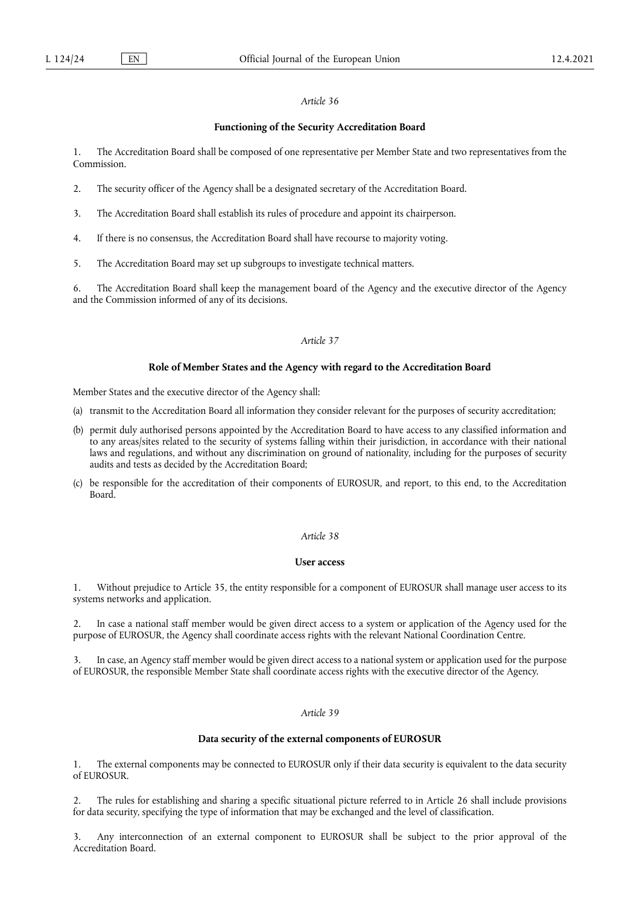*Article 36*

**Functioning of the Security Accreditation Board**

1. The Accreditation Board shall be composed of one representative per Member State and two representatives from the Commission.

2. The security officer of the Agency shall be a designated secretary of the Accreditation Board.

3. The Accreditation Board shall establish its rules of procedure and appoint its chairperson.

4. If there is no consensus, the Accreditation Board shall have recourse to majority voting.

5. The Accreditation Board may set up subgroups to investigate technical matters.

6. The Accreditation Board shall keep the management board of the Agency and the executive director of the Agency and the Commission informed of any of its decisions.

*Article 37*

**Role of Member States and the Agency with regard to the Accreditation Board**

Member States and the executive director of the Agency shall:

(a) transmit to the Accreditation Board all information they consider relevant for the purposes of security accreditation;

(b) permit duly authorised persons appointed by the Accreditation Board to have access to any classified information and to any areas/sites related to the security of systems falling within their jurisdiction, in accordance with their national laws and regulations, and without any discrimination on ground of nationality, including for the purposes of security audits and tests as decided by the Accreditation Board;

(c) be responsible for the accreditation of their components of EUROSUR, and report, to this end, to the Accreditation Board.

*Article 38*

**User access**

1. Without prejudice to Article 35, the entity responsible for a component of EUROSUR shall manage user access to its systems networks and application.

2. In case a national staff member would be given direct access to a system or application of the Agency used for the purpose of EUROSUR, the Agency shall coordinate access rights with the relevant National Coordination Centre.

3. In case, an Agency staff member would be given direct access to a national system or application used for the purpose of EUROSUR, the responsible Member State shall coordinate access rights with the executive director of the Agency.

*Article 39*

**Data security of the external components of EUROSUR**

1. The external components may be connected to EUROSUR only if their data security is equivalent to the data security of EUROSUR.

2. The rules for establishing and sharing a specific situational picture referred to in Article 26 shall include provisions for data security, specifying the type of information that may be exchanged and the level of classification.

3. Any interconnection of an external component to EUROSUR shall be subject to the prior approval of the Accreditation Board.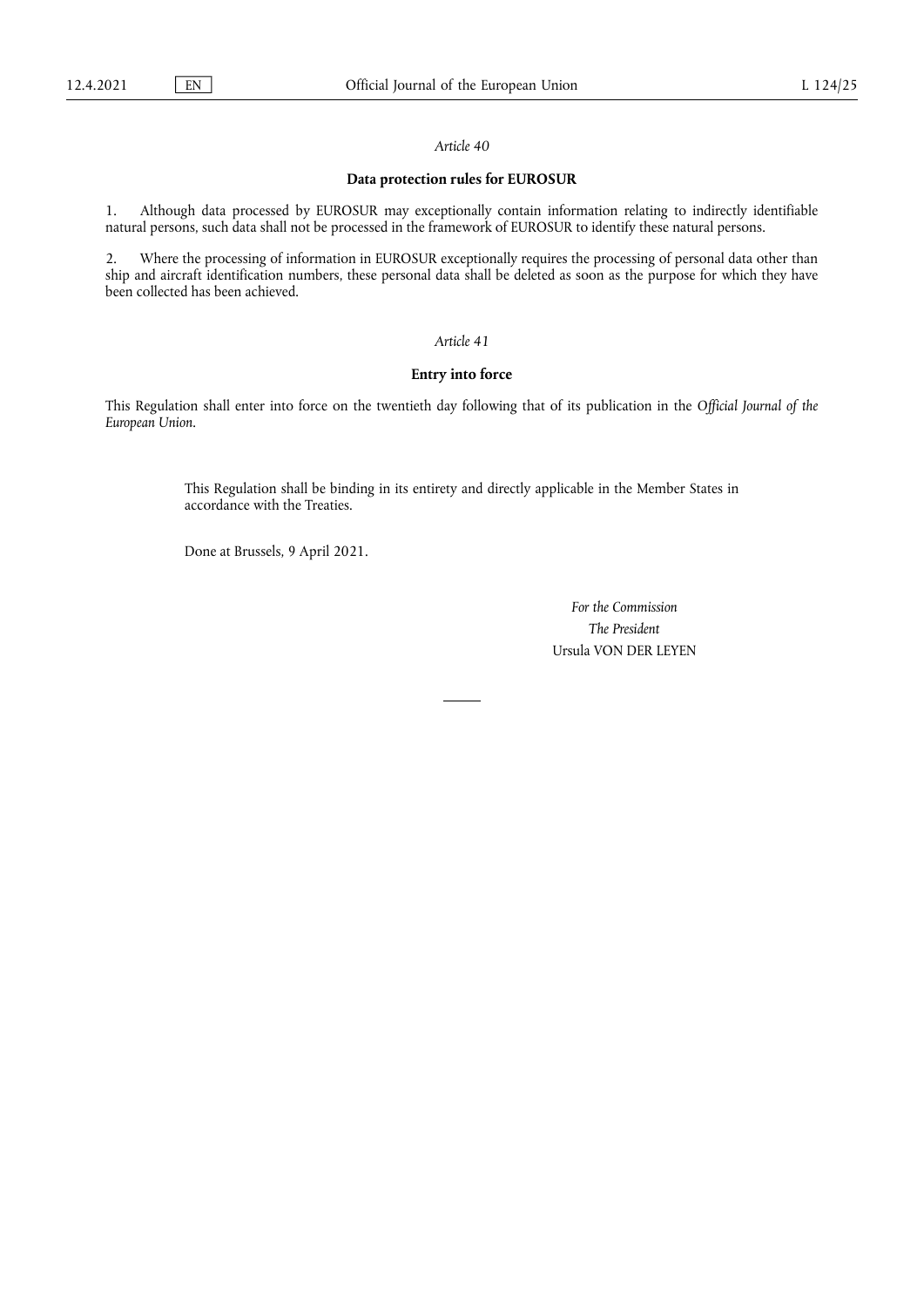*Article 40*

**Data protection rules for EUROSUR**

1. Although data processed by EUROSUR may exceptionally contain information relating to indirectly identifiable natural persons, such data shall not be processed in the framework of EUROSUR to identify these natural persons.

2. Where the processing of information in EUROSUR exceptionally requires the processing of personal data other than ship and aircraft identification numbers, these personal data shall be deleted as soon as the purpose for which they have been collected has been achieved.

*Article 41*

**Entry into force**

This Regulation shall enter into force on the twentieth day following that of its publication in the *Official Journal of the European Union*.

This Regulation shall be binding in its entirety and directly applicable in the Member States in accordance with the Treaties.

Done at Brussels, 9 April 2021.

*For the Commission*

*The President*

Ursula VON DER LEYEN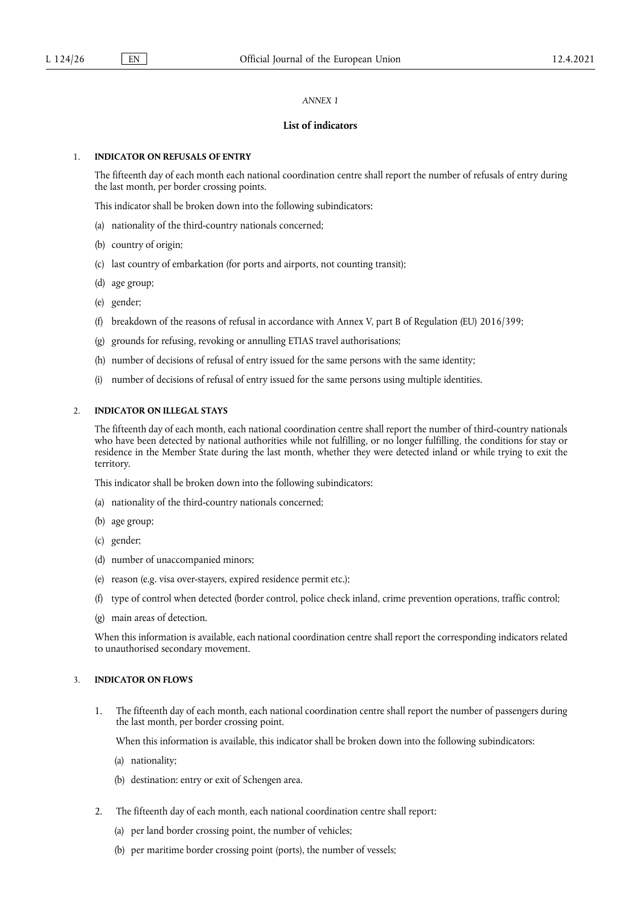*ANNEX I*

**List of indicators**

1. **INDICATOR ON REFUSALS OF ENTRY**

The fifteenth day of each month each national coordination centre shall report the number of refusals of entry during the last month, per border crossing points.

This indicator shall be broken down into the following subindicators:

(a) nationality of the third-country nationals concerned;

(b) country of origin;

(c) last country of embarkation (for ports and airports, not counting transit);

(d) age group;

(e) gender;

(f) breakdown of the reasons of refusal in accordance with Annex V, part B of Regulation (EU) 2016/399;

(g) grounds for refusing, revoking or annulling ETIAS travel authorisations;

(h) number of decisions of refusal of entry issued for the same persons with the same identity;

(i) number of decisions of refusal of entry issued for the same persons using multiple identities.

2. **INDICATOR ON ILLEGAL STAYS**

The fifteenth day of each month, each national coordination centre shall report the number of third-country nationals who have been detected by national authorities while not fulfilling, or no longer fulfilling, the conditions for stay or residence in the Member State during the last month, whether they were detected inland or while trying to exit the territory.

This indicator shall be broken down into the following subindicators:

(a) nationality of the third-country nationals concerned;

(b) age group;

(c) gender;

(d) number of unaccompanied minors;

(e) reason (e.g. visa over-stayers, expired residence permit etc.);

(f) type of control when detected (border control, police check inland, crime prevention operations, traffic control;

(g) main areas of detection.

When this information is available, each national coordination centre shall report the corresponding indicators related to unauthorised secondary movement.

3. **INDICATOR ON FLOWS**

1. The fifteenth day of each month, each national coordination centre shall report the number of passengers during the last month, per border crossing point.

   When this information is available, this indicator shall be broken down into the following subindicators:

   (a) nationality;

   (b) destination: entry or exit of Schengen area.

2. The fifteenth day of each month, each national coordination centre shall report:

   (a) per land border crossing point, the number of vehicles;

   (b) per maritime border crossing point (ports), the number of vessels;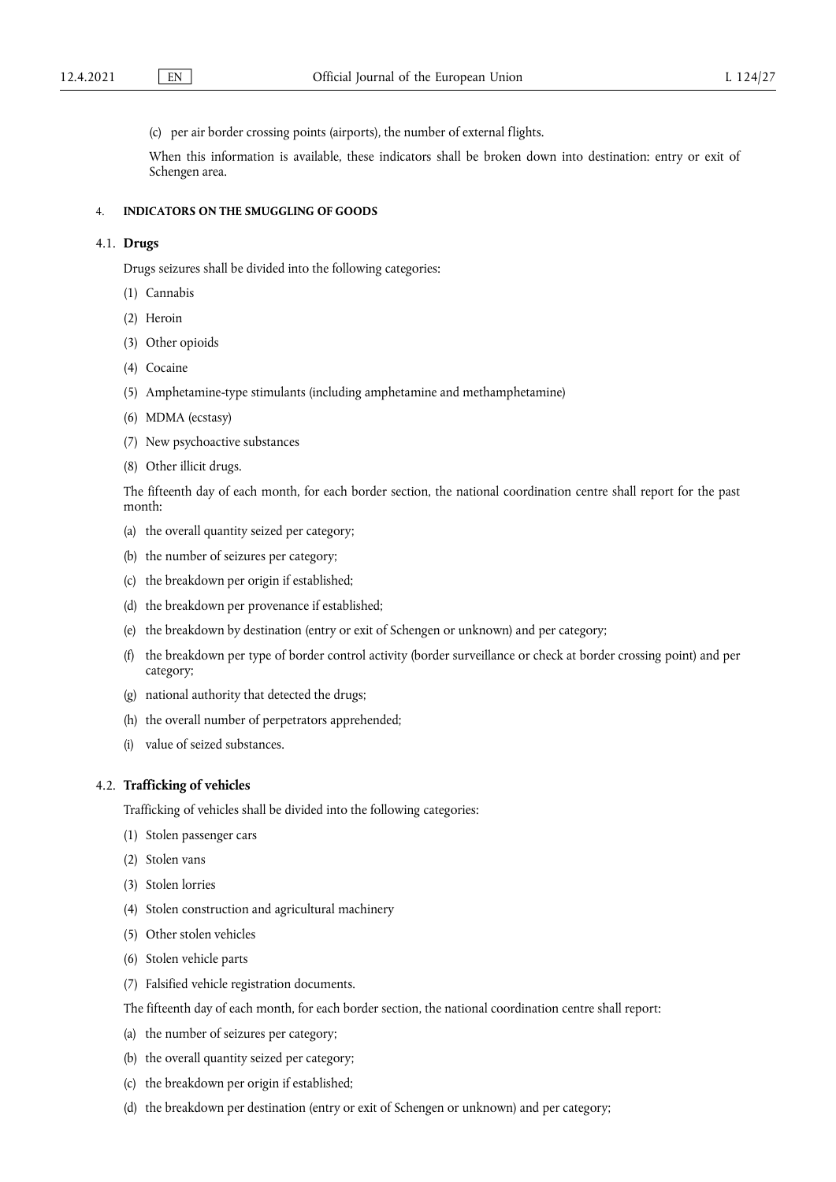(c) per air border crossing points (airports), the number of external flights.

When this information is available, these indicators shall be broken down into destination: entry or exit of Schengen area.

## 4. INDICATORS ON THE SMUGGLING OF GOODS

### 4.1. Drugs

Drugs seizures shall be divided into the following categories:

(1) Cannabis

(2) Heroin

(3) Other opioids

(4) Cocaine

(5) Amphetamine-type stimulants (including amphetamine and methamphetamine)

(6) MDMA (ecstasy)

(7) New psychoactive substances

(8) Other illicit drugs.

The fifteenth day of each month, for each border section, the national coordination centre shall report for the past month:

(a) the overall quantity seized per category;

(b) the number of seizures per category;

(c) the breakdown per origin if established;

(d) the breakdown per provenance if established;

(e) the breakdown by destination (entry or exit of Schengen or unknown) and per category;

(f) the breakdown per type of border control activity (border surveillance or check at border crossing point) and per category;

(g) national authority that detected the drugs;

(h) the overall number of perpetrators apprehended;

(i) value of seized substances.

### 4.2. Trafficking of vehicles

Trafficking of vehicles shall be divided into the following categories:

(1) Stolen passenger cars

(2) Stolen vans

(3) Stolen lorries

(4) Stolen construction and agricultural machinery

(5) Other stolen vehicles

(6) Stolen vehicle parts

(7) Falsified vehicle registration documents.

The fifteenth day of each month, for each border section, the national coordination centre shall report:

(a) the number of seizures per category;

(b) the overall quantity seized per category;

(c) the breakdown per origin if established;

(d) the breakdown per destination (entry or exit of Schengen or unknown) and per category;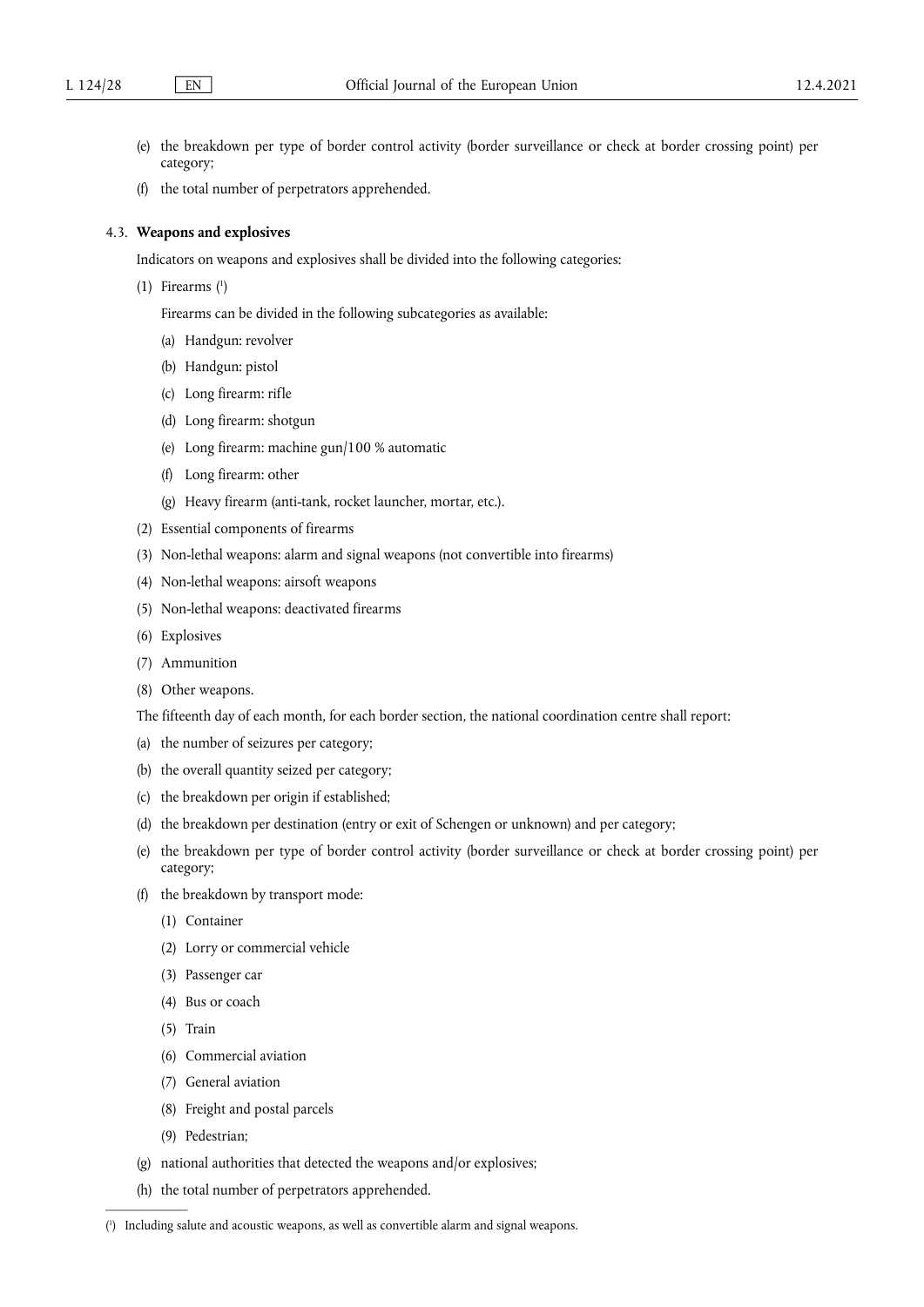(e) the breakdown per type of border control activity (border surveillance or check at border crossing point) per category;

(f) the total number of perpetrators apprehended.

4.3. **Weapons and explosives**

Indicators on weapons and explosives shall be divided into the following categories:

(1) Firearms [1]

Firearms can be divided in the following subcategories as available:

(a) Handgun: revolver

(b) Handgun: pistol

(c) Long firearm: rifle

(d) Long firearm: shotgun

(e) Long firearm: machine gun/100 % automatic

(f) Long firearm: other

(g) Heavy firearm (anti-tank, rocket launcher, mortar, etc.).

(2) Essential components of firearms

(3) Non-lethal weapons: alarm and signal weapons (not convertible into firearms)

(4) Non-lethal weapons: airsoft weapons

(5) Non-lethal weapons: deactivated firearms

(6) Explosives

(7) Ammunition

(8) Other weapons.

The fifteenth day of each month, for each border section, the national coordination centre shall report:

(a) the number of seizures per category;

(b) the overall quantity seized per category;

(c) the breakdown per origin if established;

(d) the breakdown per destination (entry or exit of Schengen or unknown) and per category;

(e) the breakdown per type of border control activity (border surveillance or check at border crossing point) per category;

(f) the breakdown by transport mode:

(1) Container

(2) Lorry or commercial vehicle

(3) Passenger car

(4) Bus or coach

(5) Train

(6) Commercial aviation

(7) General aviation

(8) Freight and postal parcels

(9) Pedestrian;

(g) national authorities that detected the weapons and/or explosives;

(h) the total number of perpetrators apprehended.

---

[1] Including salute and acoustic weapons, as well as convertible alarm and signal weapons.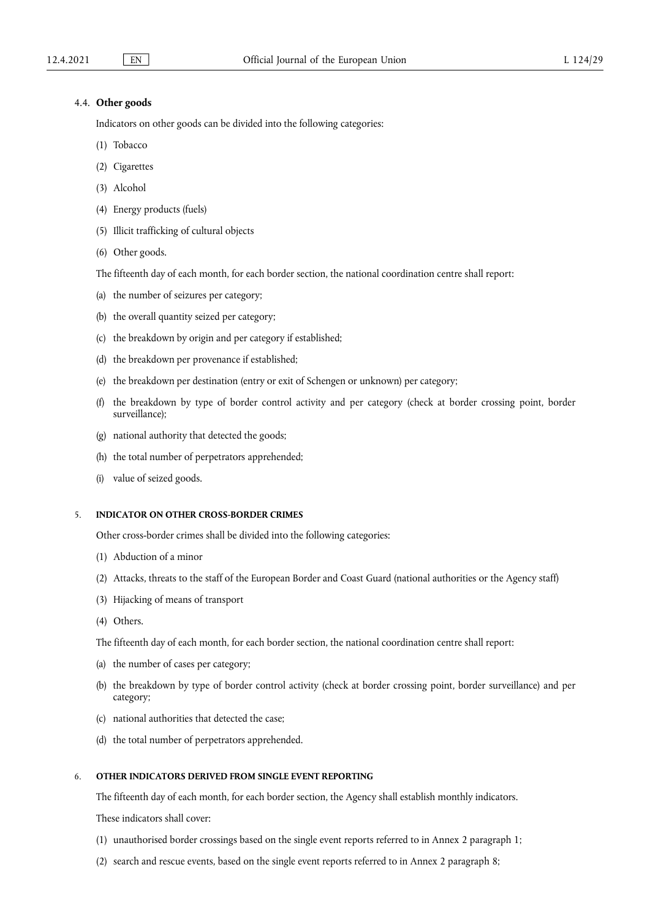### 4.4. **Other goods**

Indicators on other goods can be divided into the following categories:

(1) Tobacco

(2) Cigarettes

(3) Alcohol

(4) Energy products (fuels)

(5) Illicit trafficking of cultural objects

(6) Other goods.

The fifteenth day of each month, for each border section, the national coordination centre shall report:

(a) the number of seizures per category;

(b) the overall quantity seized per category;

(c) the breakdown by origin and per category if established;

(d) the breakdown per provenance if established;

(e) the breakdown per destination (entry or exit of Schengen or unknown) per category;

(f) the breakdown by type of border control activity and per category (check at border crossing point, border surveillance);

(g) national authority that detected the goods;

(h) the total number of perpetrators apprehended;

(i) value of seized goods.

## 5. **INDICATOR ON OTHER CROSS-BORDER CRIMES**

Other cross-border crimes shall be divided into the following categories:

(1) Abduction of a minor

(2) Attacks, threats to the staff of the European Border and Coast Guard (national authorities or the Agency staff)

(3) Hijacking of means of transport

(4) Others.

The fifteenth day of each month, for each border section, the national coordination centre shall report:

(a) the number of cases per category;

(b) the breakdown by type of border control activity (check at border crossing point, border surveillance) and per category;

(c) national authorities that detected the case;

(d) the total number of perpetrators apprehended.

## 6. **OTHER INDICATORS DERIVED FROM SINGLE EVENT REPORTING**

The fifteenth day of each month, for each border section, the Agency shall establish monthly indicators.

These indicators shall cover:

(1) unauthorised border crossings based on the single event reports referred to in Annex 2 paragraph 1;

(2) search and rescue events, based on the single event reports referred to in Annex 2 paragraph 8;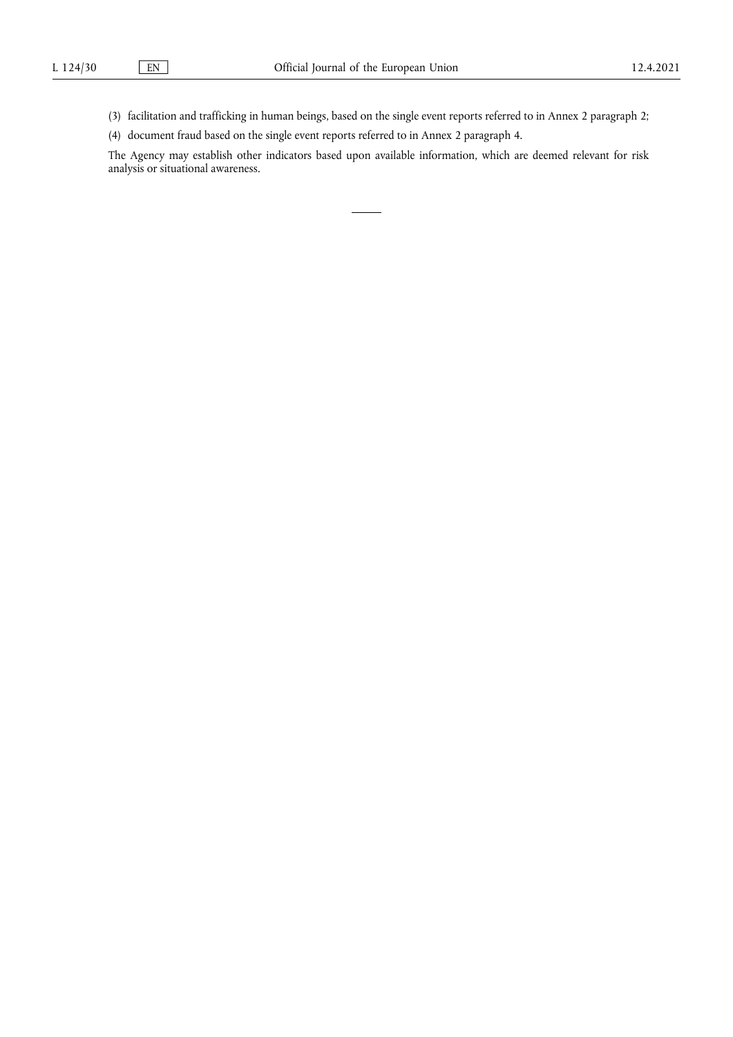(3) facilitation and trafficking in human beings, based on the single event reports referred to in Annex 2 paragraph 2;

(4) document fraud based on the single event reports referred to in Annex 2 paragraph 4.

The Agency may establish other indicators based upon available information, which are deemed relevant for risk analysis or situational awareness.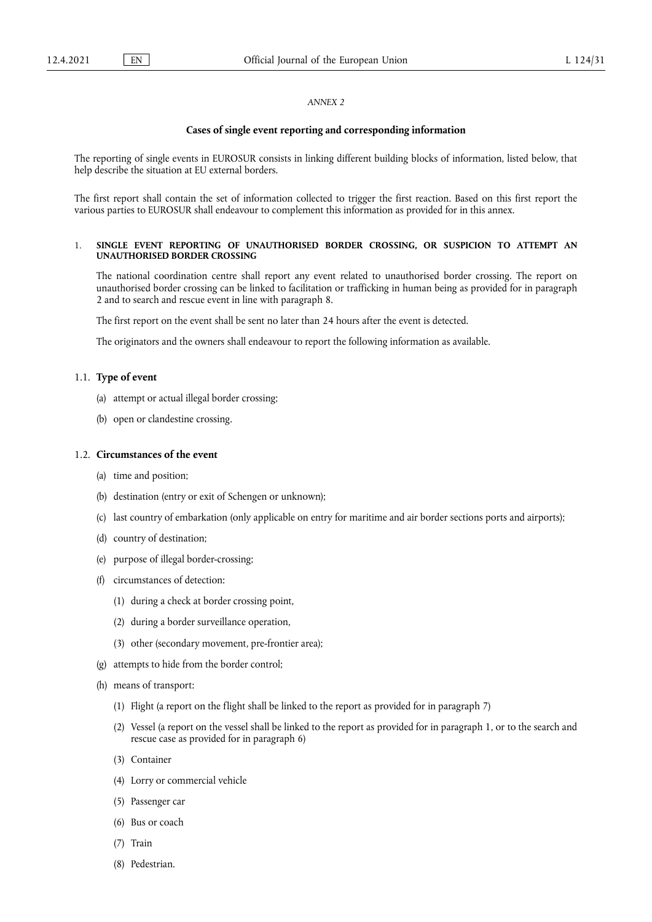*ANNEX 2*

**Cases of single event reporting and corresponding information**

The reporting of single events in EUROSUR consists in linking different building blocks of information, listed below, that help describe the situation at EU external borders.

The first report shall contain the set of information collected to trigger the first reaction. Based on this first report the various parties to EUROSUR shall endeavour to complement this information as provided for in this annex.

## 1. SINGLE EVENT REPORTING OF UNAUTHORISED BORDER CROSSING, OR SUSPICION TO ATTEMPT AN UNAUTHORISED BORDER CROSSING

The national coordination centre shall report any event related to unauthorised border crossing. The report on unauthorised border crossing can be linked to facilitation or trafficking in human being as provided for in paragraph 2 and to search and rescue event in line with paragraph 8.

The first report on the event shall be sent no later than 24 hours after the event is detected.

The originators and the owners shall endeavour to report the following information as available.

### 1.1. Type of event

(a) attempt or actual illegal border crossing;

(b) open or clandestine crossing.

### 1.2. Circumstances of the event

(a) time and position;

(b) destination (entry or exit of Schengen or unknown);

(c) last country of embarkation (only applicable on entry for maritime and air border sections ports and airports);

(d) country of destination;

(e) purpose of illegal border-crossing;

(f) circumstances of detection:

  (1) during a check at border crossing point,

  (2) during a border surveillance operation,

  (3) other (secondary movement, pre-frontier area);

(g) attempts to hide from the border control;

(h) means of transport:

  (1) Flight (a report on the flight shall be linked to the report as provided for in paragraph 7)

  (2) Vessel (a report on the vessel shall be linked to the report as provided for in paragraph 1, or to the search and rescue case as provided for in paragraph 6)

  (3) Container

  (4) Lorry or commercial vehicle

  (5) Passenger car

  (6) Bus or coach

  (7) Train

  (8) Pedestrian.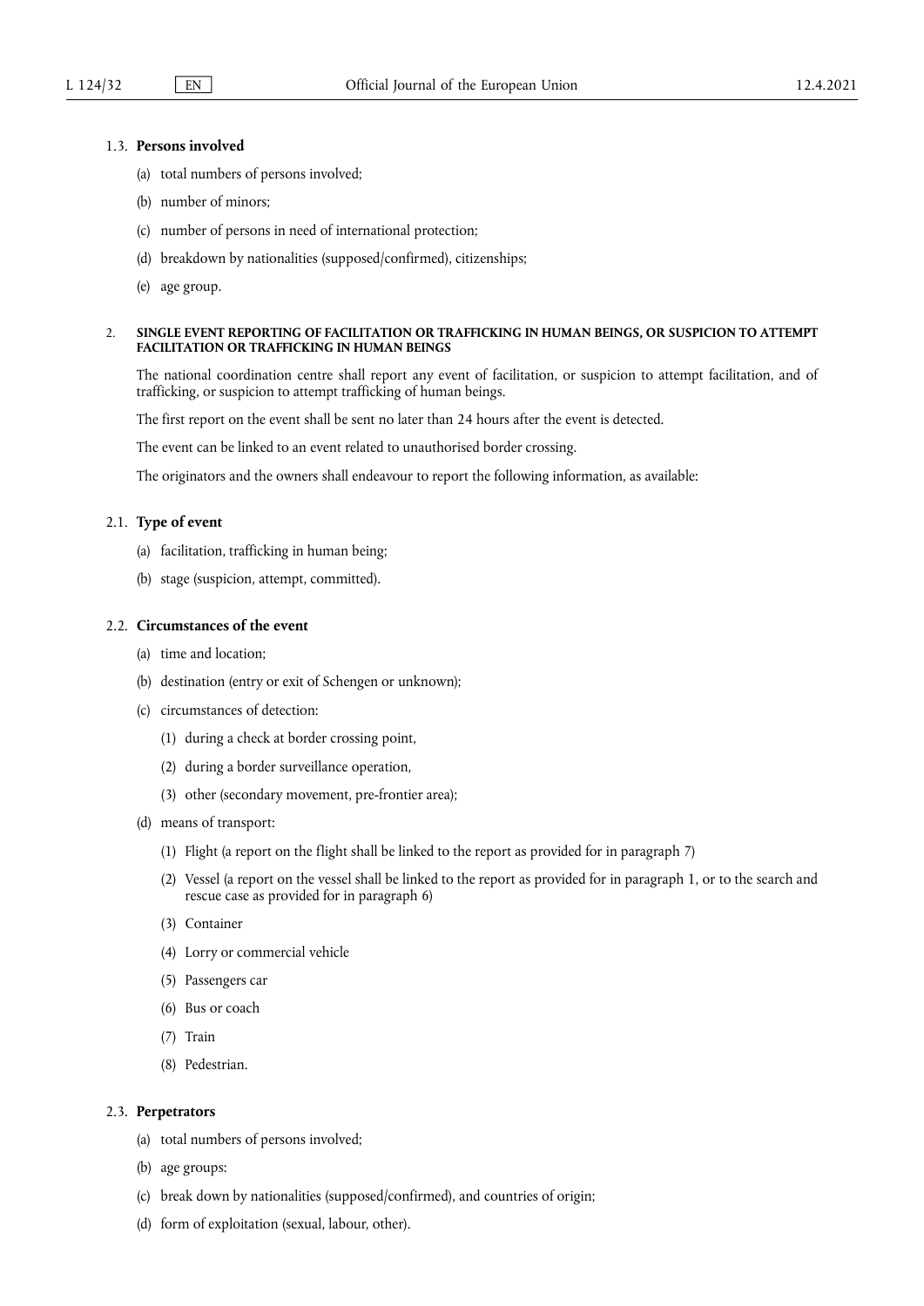### 1.3. **Persons involved**

(a) total numbers of persons involved;

(b) number of minors;

(c) number of persons in need of international protection;

(d) breakdown by nationalities (supposed/confirmed), citizenships;

(e) age group.

## 2. SINGLE EVENT REPORTING OF FACILITATION OR TRAFFICKING IN HUMAN BEINGS, OR SUSPICION TO ATTEMPT FACILITATION OR TRAFFICKING IN HUMAN BEINGS

The national coordination centre shall report any event of facilitation, or suspicion to attempt facilitation, and of trafficking, or suspicion to attempt trafficking of human beings.

The first report on the event shall be sent no later than 24 hours after the event is detected.

The event can be linked to an event related to unauthorised border crossing.

The originators and the owners shall endeavour to report the following information, as available:

### 2.1. **Type of event**

(a) facilitation, trafficking in human being;

(b) stage (suspicion, attempt, committed).

### 2.2. **Circumstances of the event**

(a) time and location;

(b) destination (entry or exit of Schengen or unknown);

(c) circumstances of detection:

(1) during a check at border crossing point,

(2) during a border surveillance operation,

(3) other (secondary movement, pre-frontier area);

(d) means of transport:

(1) Flight (a report on the flight shall be linked to the report as provided for in paragraph 7)

(2) Vessel (a report on the vessel shall be linked to the report as provided for in paragraph 1, or to the search and rescue case as provided for in paragraph 6)

(3) Container

(4) Lorry or commercial vehicle

(5) Passengers car

(6) Bus or coach

(7) Train

(8) Pedestrian.

### 2.3. **Perpetrators**

(a) total numbers of persons involved;

(b) age groups:

(c) break down by nationalities (supposed/confirmed), and countries of origin;

(d) form of exploitation (sexual, labour, other).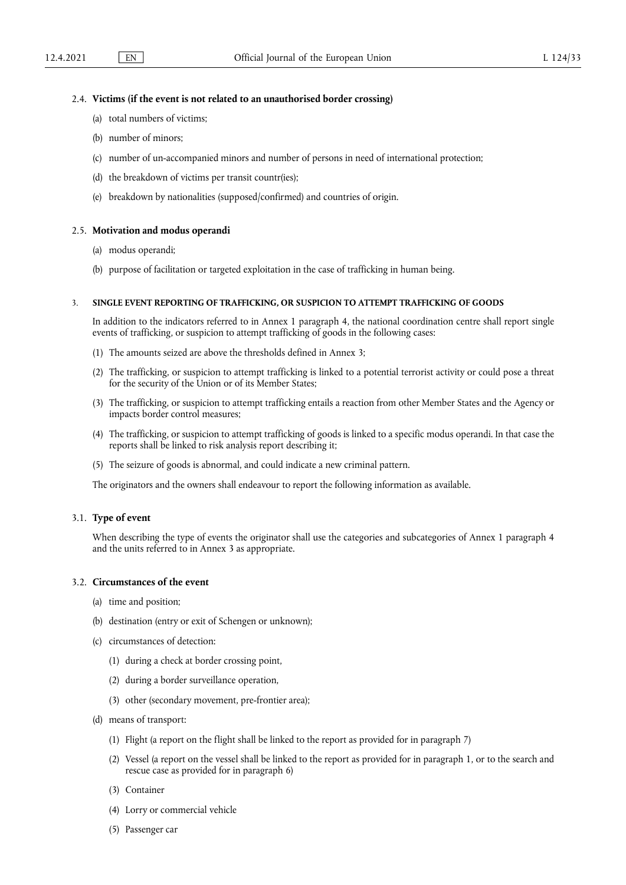### 2.4. **Victims (if the event is not related to an unauthorised border crossing)**

(a) total numbers of victims;

(b) number of minors;

(c) number of un-accompanied minors and number of persons in need of international protection;

(d) the breakdown of victims per transit countr(ies);

(e) breakdown by nationalities (supposed/confirmed) and countries of origin.

### 2.5. **Motivation and modus operandi**

(a) modus operandi;

(b) purpose of facilitation or targeted exploitation in the case of trafficking in human being.

## 3. SINGLE EVENT REPORTING OF TRAFFICKING, OR SUSPICION TO ATTEMPT TRAFFICKING OF GOODS

In addition to the indicators referred to in Annex 1 paragraph 4, the national coordination centre shall report single events of trafficking, or suspicion to attempt trafficking of goods in the following cases:

(1) The amounts seized are above the thresholds defined in Annex 3;

(2) The trafficking, or suspicion to attempt trafficking is linked to a potential terrorist activity or could pose a threat for the security of the Union or of its Member States;

(3) The trafficking, or suspicion to attempt trafficking entails a reaction from other Member States and the Agency or impacts border control measures;

(4) The trafficking, or suspicion to attempt trafficking of goods is linked to a specific modus operandi. In that case the reports shall be linked to risk analysis report describing it;

(5) The seizure of goods is abnormal, and could indicate a new criminal pattern.

The originators and the owners shall endeavour to report the following information as available.

### 3.1. **Type of event**

When describing the type of events the originator shall use the categories and subcategories of Annex 1 paragraph 4 and the units referred to in Annex 3 as appropriate.

### 3.2. **Circumstances of the event**

(a) time and position;

(b) destination (entry or exit of Schengen or unknown);

(c) circumstances of detection:

- (1) during a check at border crossing point,
- (2) during a border surveillance operation,
- (3) other (secondary movement, pre-frontier area);

(d) means of transport:

- (1) Flight (a report on the flight shall be linked to the report as provided for in paragraph 7)
- (2) Vessel (a report on the vessel shall be linked to the report as provided for in paragraph 1, or to the search and rescue case as provided for in paragraph 6)
- (3) Container
- (4) Lorry or commercial vehicle
- (5) Passenger car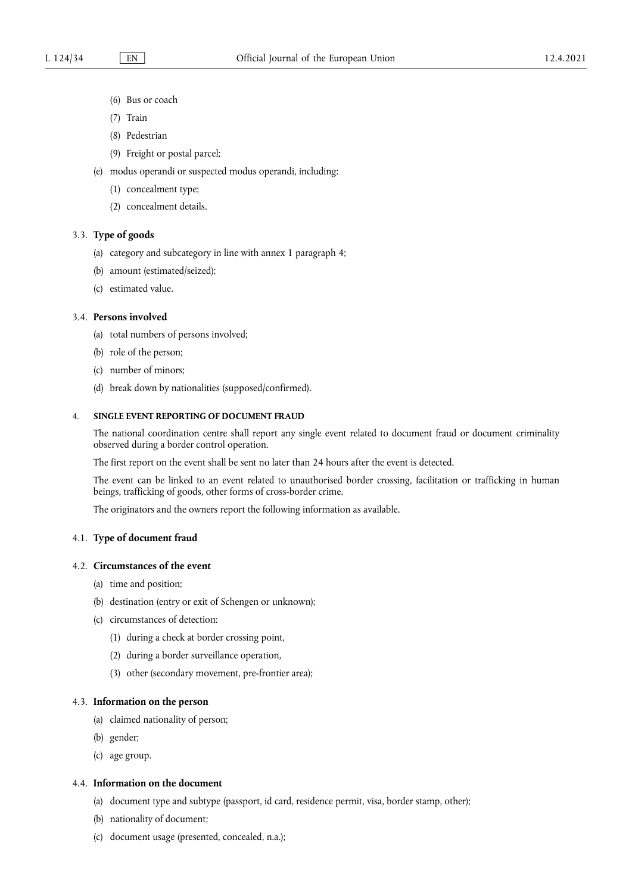(6) Bus or coach

   (7) Train

   (8) Pedestrian

   (9) Freight or postal parcel;

(e) modus operandi or suspected modus operandi, including:

   (1) concealment type;

   (2) concealment details.

### 3.3. **Type of goods**

(a) category and subcategory in line with annex 1 paragraph 4;

(b) amount (estimated/seized);

(c) estimated value.

### 3.4. **Persons involved**

(a) total numbers of persons involved;

(b) role of the person;

(c) number of minors;

(d) break down by nationalities (supposed/confirmed).

## 4. SINGLE EVENT REPORTING OF DOCUMENT FRAUD

The national coordination centre shall report any single event related to document fraud or document criminality observed during a border control operation.

The first report on the event shall be sent no later than 24 hours after the event is detected.

The event can be linked to an event related to unauthorised border crossing, facilitation or trafficking in human beings, trafficking of goods, other forms of cross-border crime.

The originators and the owners report the following information as available.

### 4.1. **Type of document fraud**

### 4.2. **Circumstances of the event**

(a) time and position;

(b) destination (entry or exit of Schengen or unknown);

(c) circumstances of detection:

   (1) during a check at border crossing point,

   (2) during a border surveillance operation,

   (3) other (secondary movement, pre-frontier area);

### 4.3. **Information on the person**

(a) claimed nationality of person;

(b) gender;

(c) age group.

### 4.4. **Information on the document**

(a) document type and subtype (passport, id card, residence permit, visa, border stamp, other);

(b) nationality of document;

(c) document usage (presented, concealed, n.a.);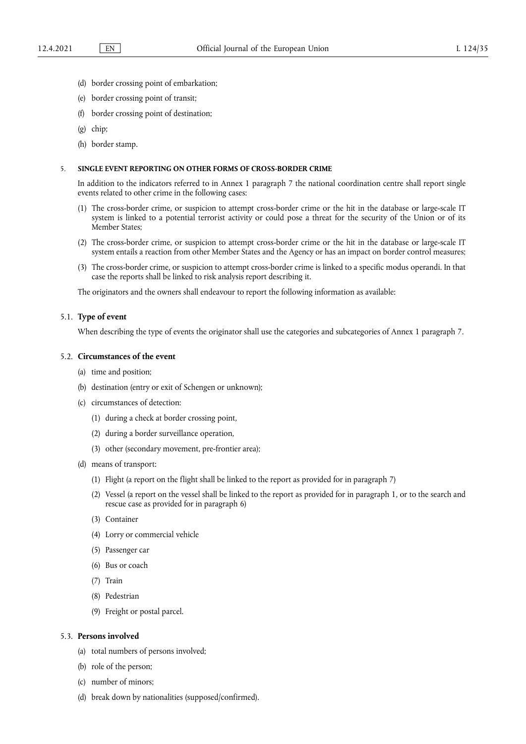(d) border crossing point of embarkation;

(e) border crossing point of transit;

(f) border crossing point of destination;

(g) chip;

(h) border stamp.

## 5. SINGLE EVENT REPORTING ON OTHER FORMS OF CROSS-BORDER CRIME

In addition to the indicators referred to in Annex 1 paragraph 7 the national coordination centre shall report single events related to other crime in the following cases:

(1) The cross-border crime, or suspicion to attempt cross-border crime or the hit in the database or large-scale IT system is linked to a potential terrorist activity or could pose a threat for the security of the Union or of its Member States;

(2) The cross-border crime, or suspicion to attempt cross-border crime or the hit in the database or large-scale IT system entails a reaction from other Member States and the Agency or has an impact on border control measures;

(3) The cross-border crime, or suspicion to attempt cross-border crime is linked to a specific modus operandi. In that case the reports shall be linked to risk analysis report describing it.

The originators and the owners shall endeavour to report the following information as available:

### 5.1. Type of event

When describing the type of events the originator shall use the categories and subcategories of Annex 1 paragraph 7.

### 5.2. Circumstances of the event

(a) time and position;

(b) destination (entry or exit of Schengen or unknown);

(c) circumstances of detection:

  (1) during a check at border crossing point,

  (2) during a border surveillance operation,

  (3) other (secondary movement, pre-frontier area);

(d) means of transport:

  (1) Flight (a report on the flight shall be linked to the report as provided for in paragraph 7)

  (2) Vessel (a report on the vessel shall be linked to the report as provided for in paragraph 1, or to the search and rescue case as provided for in paragraph 6)

  (3) Container

  (4) Lorry or commercial vehicle

  (5) Passenger car

  (6) Bus or coach

  (7) Train

  (8) Pedestrian

  (9) Freight or postal parcel.

### 5.3. Persons involved

(a) total numbers of persons involved;

(b) role of the person;

(c) number of minors;

(d) break down by nationalities (supposed/confirmed).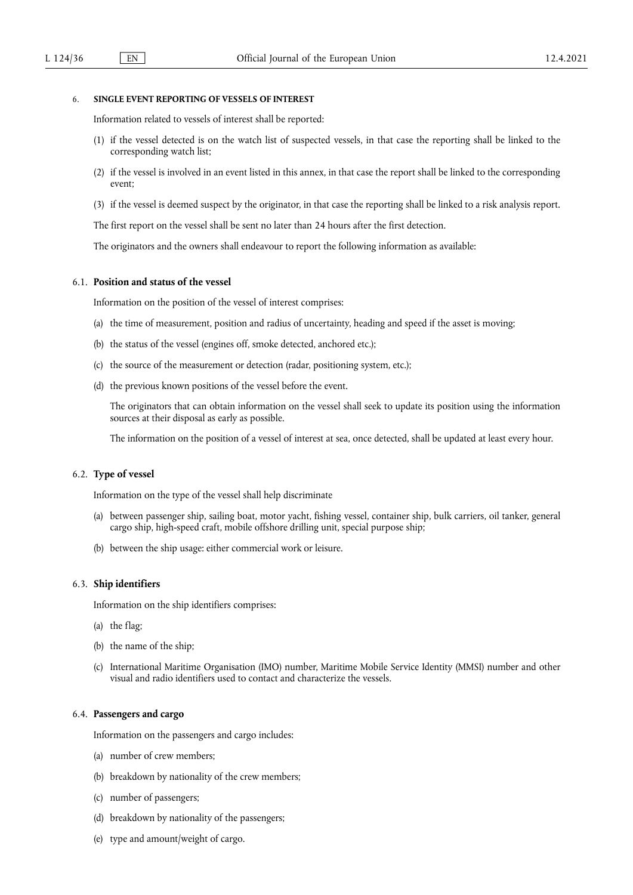## 6. SINGLE EVENT REPORTING OF VESSELS OF INTEREST

Information related to vessels of interest shall be reported:

(1) if the vessel detected is on the watch list of suspected vessels, in that case the reporting shall be linked to the corresponding watch list;

(2) if the vessel is involved in an event listed in this annex, in that case the report shall be linked to the corresponding event;

(3) if the vessel is deemed suspect by the originator, in that case the reporting shall be linked to a risk analysis report.

The first report on the vessel shall be sent no later than 24 hours after the first detection.

The originators and the owners shall endeavour to report the following information as available:

### 6.1. Position and status of the vessel

Information on the position of the vessel of interest comprises:

(a) the time of measurement, position and radius of uncertainty, heading and speed if the asset is moving;

(b) the status of the vessel (engines off, smoke detected, anchored etc.);

(c) the source of the measurement or detection (radar, positioning system, etc.);

(d) the previous known positions of the vessel before the event.

The originators that can obtain information on the vessel shall seek to update its position using the information sources at their disposal as early as possible.

The information on the position of a vessel of interest at sea, once detected, shall be updated at least every hour.

### 6.2. Type of vessel

Information on the type of the vessel shall help discriminate

(a) between passenger ship, sailing boat, motor yacht, fishing vessel, container ship, bulk carriers, oil tanker, general cargo ship, high-speed craft, mobile offshore drilling unit, special purpose ship;

(b) between the ship usage: either commercial work or leisure.

### 6.3. Ship identifiers

Information on the ship identifiers comprises:

(a) the flag;

(b) the name of the ship;

(c) International Maritime Organisation (IMO) number, Maritime Mobile Service Identity (MMSI) number and other visual and radio identifiers used to contact and characterize the vessels.

### 6.4. Passengers and cargo

Information on the passengers and cargo includes:

(a) number of crew members;

(b) breakdown by nationality of the crew members;

(c) number of passengers;

(d) breakdown by nationality of the passengers;

(e) type and amount/weight of cargo.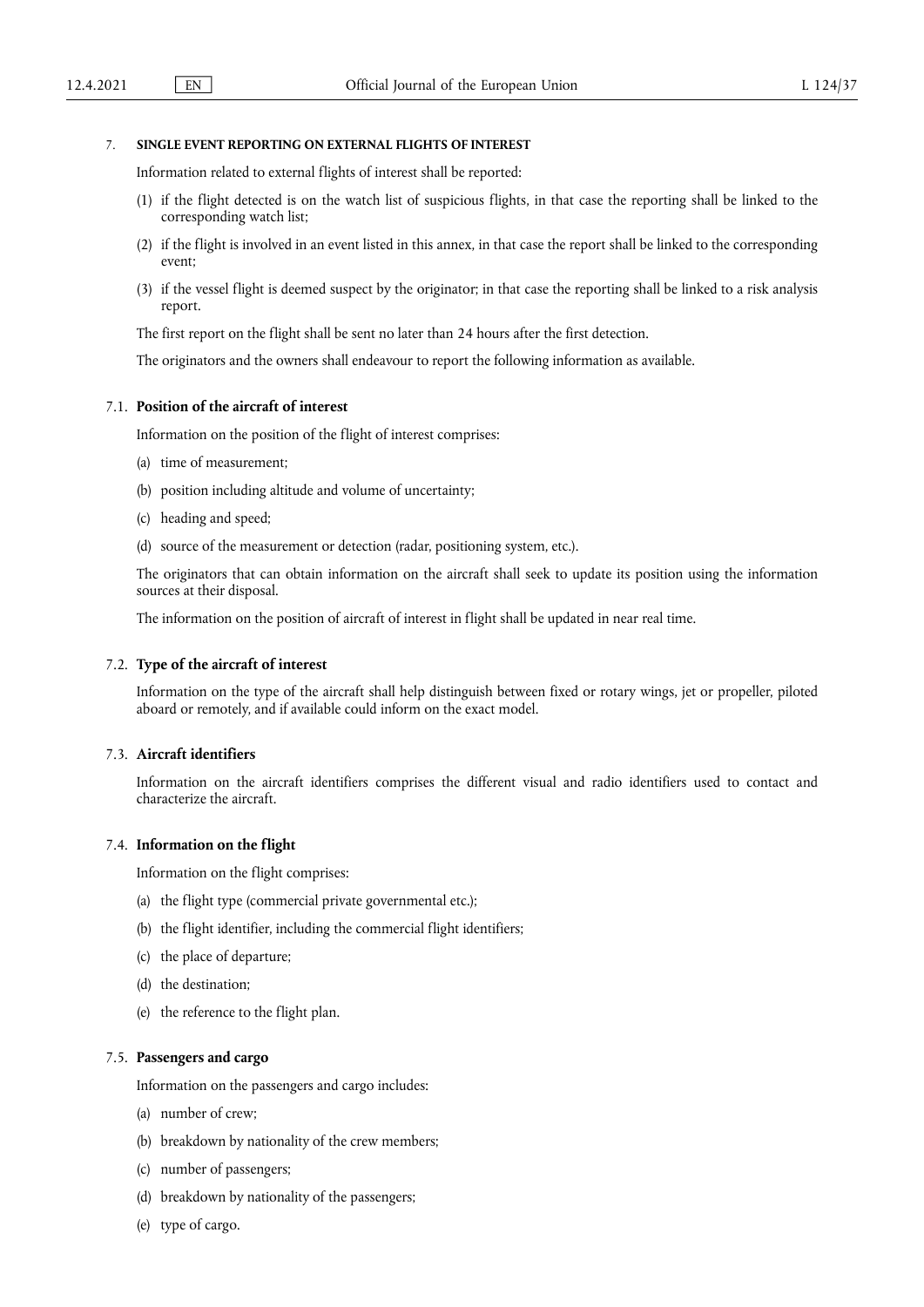## 7. SINGLE EVENT REPORTING ON EXTERNAL FLIGHTS OF INTEREST

Information related to external flights of interest shall be reported:

(1) if the flight detected is on the watch list of suspicious flights, in that case the reporting shall be linked to the corresponding watch list;

(2) if the flight is involved in an event listed in this annex, in that case the report shall be linked to the corresponding event;

(3) if the vessel flight is deemed suspect by the originator; in that case the reporting shall be linked to a risk analysis report.

The first report on the flight shall be sent no later than 24 hours after the first detection.

The originators and the owners shall endeavour to report the following information as available.

### 7.1. Position of the aircraft of interest

Information on the position of the flight of interest comprises:

(a) time of measurement;

(b) position including altitude and volume of uncertainty;

(c) heading and speed;

(d) source of the measurement or detection (radar, positioning system, etc.).

The originators that can obtain information on the aircraft shall seek to update its position using the information sources at their disposal.

The information on the position of aircraft of interest in flight shall be updated in near real time.

### 7.2. Type of the aircraft of interest

Information on the type of the aircraft shall help distinguish between fixed or rotary wings, jet or propeller, piloted aboard or remotely, and if available could inform on the exact model.

### 7.3. Aircraft identifiers

Information on the aircraft identifiers comprises the different visual and radio identifiers used to contact and characterize the aircraft.

### 7.4. Information on the flight

Information on the flight comprises:

(a) the flight type (commercial private governmental etc.);

(b) the flight identifier, including the commercial flight identifiers;

(c) the place of departure;

(d) the destination;

(e) the reference to the flight plan.

### 7.5. Passengers and cargo

Information on the passengers and cargo includes:

(a) number of crew;

(b) breakdown by nationality of the crew members;

(c) number of passengers;

(d) breakdown by nationality of the passengers;

(e) type of cargo.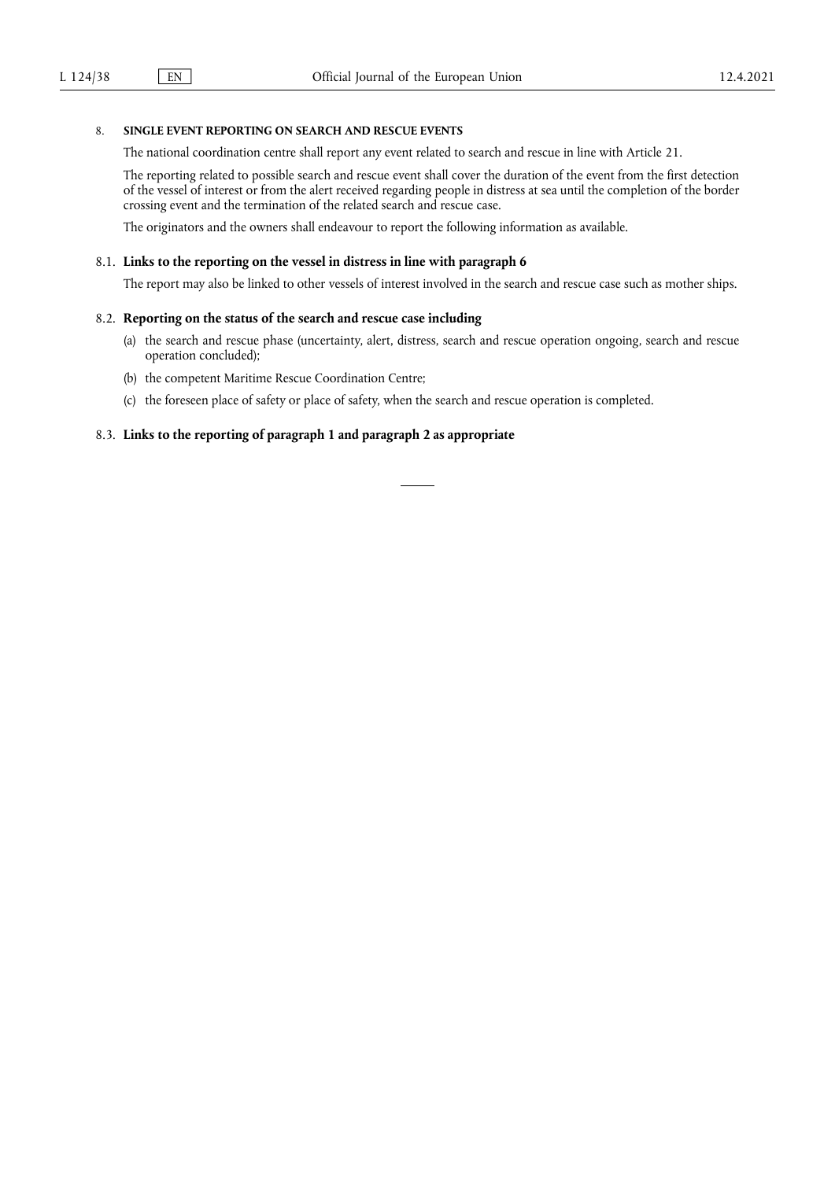## 8. SINGLE EVENT REPORTING ON SEARCH AND RESCUE EVENTS

The national coordination centre shall report any event related to search and rescue in line with Article 21.

The reporting related to possible search and rescue event shall cover the duration of the event from the first detection of the vessel of interest or from the alert received regarding people in distress at sea until the completion of the border crossing event and the termination of the related search and rescue case.

The originators and the owners shall endeavour to report the following information as available.

### 8.1. Links to the reporting on the vessel in distress in line with paragraph 6

The report may also be linked to other vessels of interest involved in the search and rescue case such as mother ships.

### 8.2. Reporting on the status of the search and rescue case including

(a) the search and rescue phase (uncertainty, alert, distress, search and rescue operation ongoing, search and rescue operation concluded);

(b) the competent Maritime Rescue Coordination Centre;

(c) the foreseen place of safety or place of safety, when the search and rescue operation is completed.

### 8.3. Links to the reporting of paragraph 1 and paragraph 2 as appropriate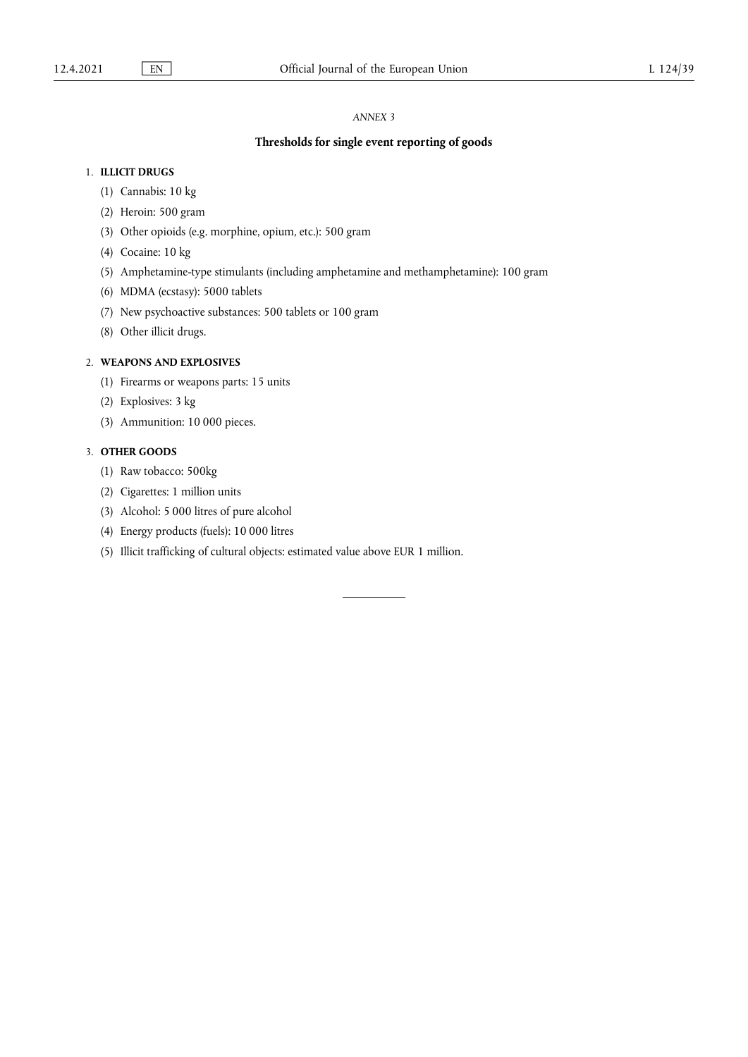*ANNEX 3*

## Thresholds for single event reporting of goods

1. **ILLICIT DRUGS**

   (1) Cannabis: 10 kg

   (2) Heroin: 500 gram

   (3) Other opioids (e.g. morphine, opium, etc.): 500 gram

   (4) Cocaine: 10 kg

   (5) Amphetamine-type stimulants (including amphetamine and methamphetamine): 100 gram

   (6) MDMA (ecstasy): 5000 tablets

   (7) New psychoactive substances: 500 tablets or 100 gram

   (8) Other illicit drugs.

2. **WEAPONS AND EXPLOSIVES**

   (1) Firearms or weapons parts: 15 units

   (2) Explosives: 3 kg

   (3) Ammunition: 10 000 pieces.

3. **OTHER GOODS**

   (1) Raw tobacco: 500kg

   (2) Cigarettes: 1 million units

   (3) Alcohol: 5 000 litres of pure alcohol

   (4) Energy products (fuels): 10 000 litres

   (5) Illicit trafficking of cultural objects: estimated value above EUR 1 million.